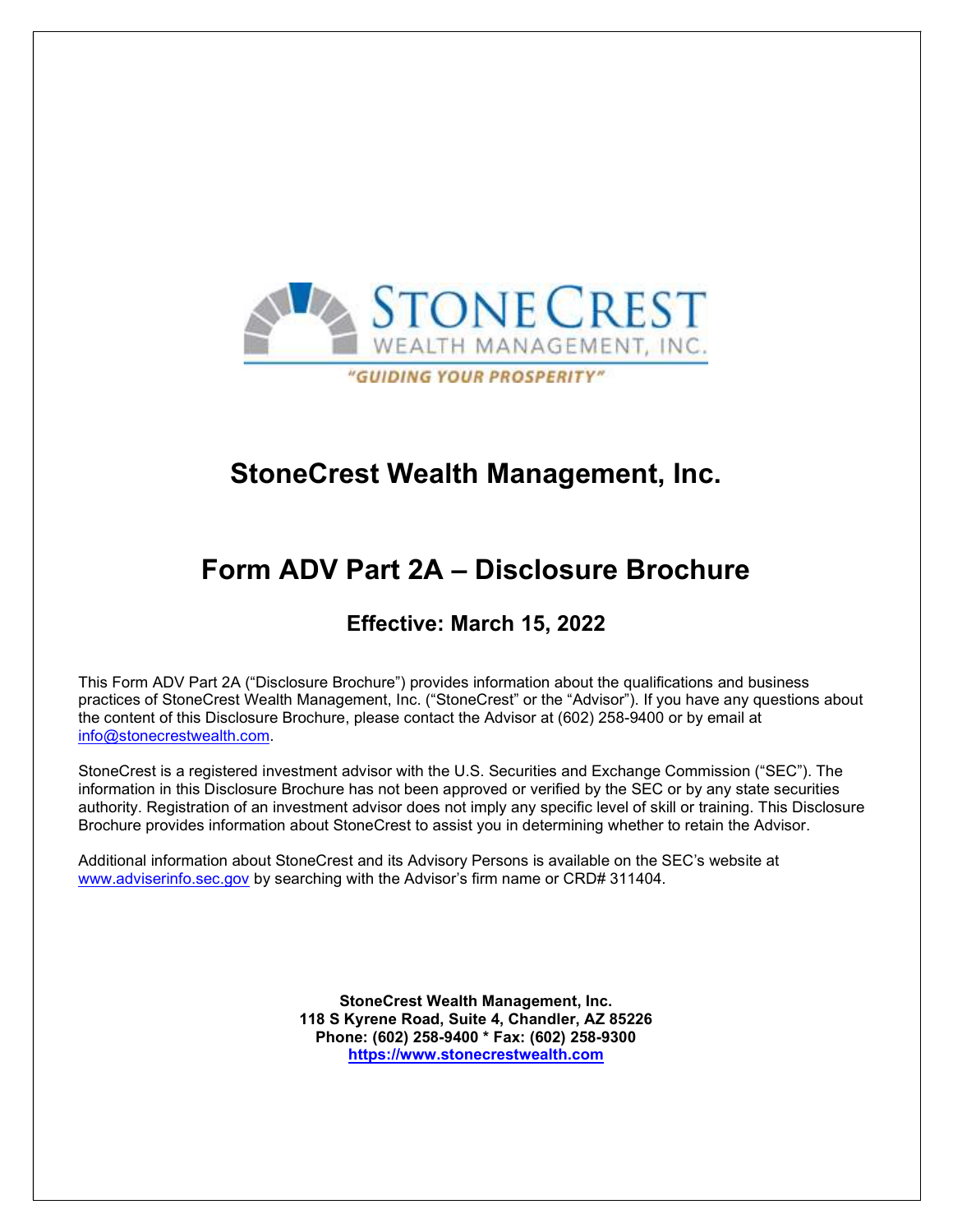STONECREST
WEALTH MANAGEMENT, INC.
"GUIDING YOUR PROSPERITY"

# StoneCrest Wealth Management, Inc.

# Form ADV Part 2A – Disclosure Brochure

## Effective: March 15, 2022

This Form ADV Part 2A ("Disclosure Brochure") provides information about the qualifications and business practices of StoneCrest Wealth Management, Inc. ("StoneCrest" or the "Advisor"). If you have any questions about the content of this Disclosure Brochure, please contact the Advisor at (602) 258-9400 or by email at info@stonecrestwealth.com.

StoneCrest is a registered investment advisor with the U.S. Securities and Exchange Commission ("SEC"). The information in this Disclosure Brochure has not been approved or verified by the SEC or by any state securities authority. Registration of an investment advisor does not imply any specific level of skill or training. This Disclosure Brochure provides information about StoneCrest to assist you in determining whether to retain the Advisor.

Additional information about StoneCrest and its Advisory Persons is available on the SEC's website at www.adviserinfo.sec.gov by searching with the Advisor's firm name or CRD# 311404.

**StoneCrest Wealth Management, Inc.**
**118 S Kyrene Road, Suite 4, Chandler, AZ 85226**
**Phone: (602) 258-9400 * Fax: (602) 258-9300**
**https://www.stonecrestwealth.com**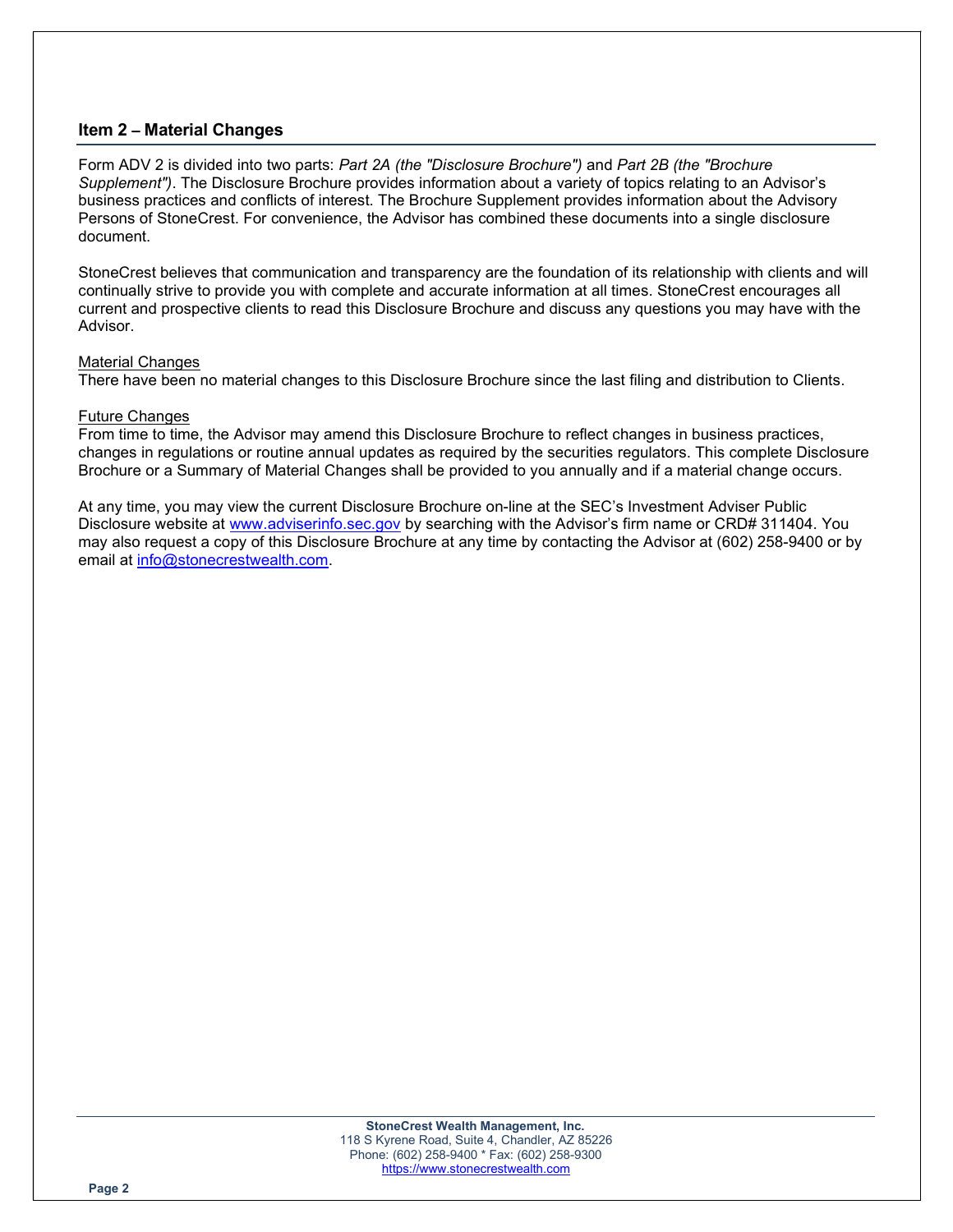## Item 2 – Material Changes

Form ADV 2 is divided into two parts: *Part 2A (the "Disclosure Brochure")* and *Part 2B (the "Brochure Supplement")*. The Disclosure Brochure provides information about a variety of topics relating to an Advisor's business practices and conflicts of interest. The Brochure Supplement provides information about the Advisory Persons of StoneCrest. For convenience, the Advisor has combined these documents into a single disclosure document.

StoneCrest believes that communication and transparency are the foundation of its relationship with clients and will continually strive to provide you with complete and accurate information at all times. StoneCrest encourages all current and prospective clients to read this Disclosure Brochure and discuss any questions you may have with the Advisor.

Material Changes

There have been no material changes to this Disclosure Brochure since the last filing and distribution to Clients.

Future Changes

From time to time, the Advisor may amend this Disclosure Brochure to reflect changes in business practices, changes in regulations or routine annual updates as required by the securities regulators. This complete Disclosure Brochure or a Summary of Material Changes shall be provided to you annually and if a material change occurs.

At any time, you may view the current Disclosure Brochure on-line at the SEC's Investment Adviser Public Disclosure website at www.adviserinfo.sec.gov by searching with the Advisor's firm name or CRD# 311404. You may also request a copy of this Disclosure Brochure at any time by contacting the Advisor at (602) 258-9400 or by email at info@stonecrestwealth.com.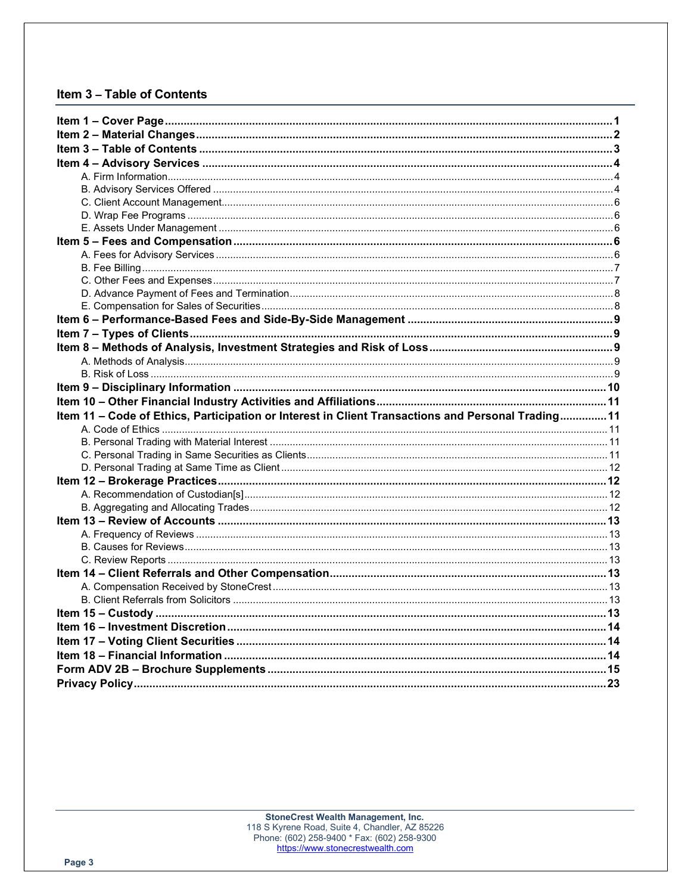## Item 3 – Table of Contents

**Item 1 – Cover Page** ............................................................ **1**
**Item 2 – Material Changes** ............................................................ **2**
**Item 3 – Table of Contents** ............................................................ **3**
**Item 4 – Advisory Services** ............................................................ **4**
- A. Firm Information ............................................................ 4
- B. Advisory Services Offered ............................................................ 4
- C. Client Account Management ............................................................ 6
- D. Wrap Fee Programs ............................................................ 6
- E. Assets Under Management ............................................................ 6

**Item 5 – Fees and Compensation** ............................................................ **6**
- A. Fees for Advisory Services ............................................................ 6
- B. Fee Billing ............................................................ 7
- C. Other Fees and Expenses ............................................................ 7
- D. Advance Payment of Fees and Termination ............................................................ 8
- E. Compensation for Sales of Securities ............................................................ 8

**Item 6 – Performance-Based Fees and Side-By-Side Management** ............................................................ **9**
**Item 7 – Types of Clients** ............................................................ **9**
**Item 8 – Methods of Analysis, Investment Strategies and Risk of Loss** ............................................................ **9**
- A. Methods of Analysis ............................................................ 9
- B. Risk of Loss ............................................................ 9

**Item 9 – Disciplinary Information** ............................................................ **10**
**Item 10 – Other Financial Industry Activities and Affiliations** ............................................................ **11**
**Item 11 – Code of Ethics, Participation or Interest in Client Transactions and Personal Trading** .............. **11**
- A. Code of Ethics ............................................................ 11
- B. Personal Trading with Material Interest ............................................................ 11
- C. Personal Trading in Same Securities as Clients ............................................................ 11
- D. Personal Trading at Same Time as Client ............................................................ 12

**Item 12 – Brokerage Practices** ............................................................ **12**
- A. Recommendation of Custodian[s] ............................................................ 12
- B. Aggregating and Allocating Trades ............................................................ 12

**Item 13 – Review of Accounts** ............................................................ **13**
- A. Frequency of Reviews ............................................................ 13
- B. Causes for Reviews ............................................................ 13
- C. Review Reports ............................................................ 13

**Item 14 – Client Referrals and Other Compensation** ............................................................ **13**
- A. Compensation Received by StoneCrest ............................................................ 13
- B. Client Referrals from Solicitors ............................................................ 13

**Item 15 – Custody** ............................................................ **13**
**Item 16 – Investment Discretion** ............................................................ **14**
**Item 17 – Voting Client Securities** ............................................................ **14**
**Item 18 – Financial Information** ............................................................ **14**
**Form ADV 2B – Brochure Supplements** ............................................................ **15**
**Privacy Policy** ............................................................ **23**

StoneCrest Wealth Management, Inc.
118 S Kyrene Road, Suite 4, Chandler, AZ 85226
Phone: (602) 258-9400 * Fax: (602) 258-9300
https://www.stonecrestwealth.com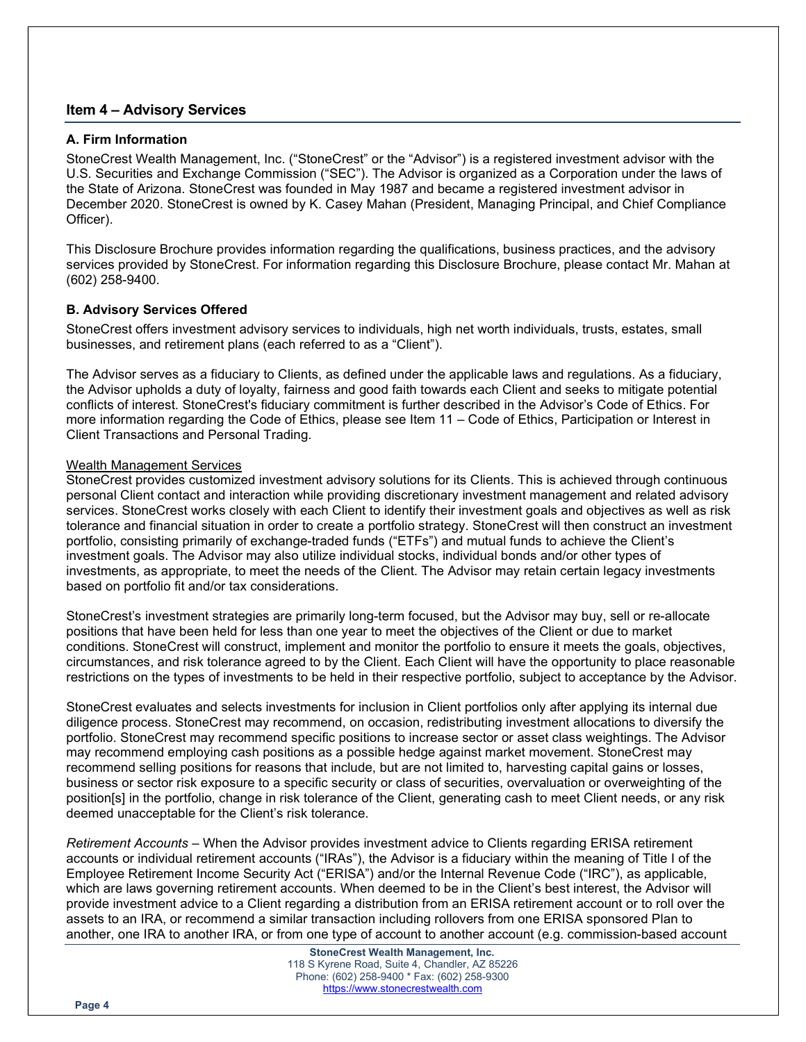## Item 4 – Advisory Services

### A. Firm Information

StoneCrest Wealth Management, Inc. ("StoneCrest" or the "Advisor") is a registered investment advisor with the U.S. Securities and Exchange Commission ("SEC"). The Advisor is organized as a Corporation under the laws of the State of Arizona. StoneCrest was founded in May 1987 and became a registered investment advisor in December 2020. StoneCrest is owned by K. Casey Mahan (President, Managing Principal, and Chief Compliance Officer).

This Disclosure Brochure provides information regarding the qualifications, business practices, and the advisory services provided by StoneCrest. For information regarding this Disclosure Brochure, please contact Mr. Mahan at (602) 258-9400.

### B. Advisory Services Offered

StoneCrest offers investment advisory services to individuals, high net worth individuals, trusts, estates, small businesses, and retirement plans (each referred to as a "Client").

The Advisor serves as a fiduciary to Clients, as defined under the applicable laws and regulations. As a fiduciary, the Advisor upholds a duty of loyalty, fairness and good faith towards each Client and seeks to mitigate potential conflicts of interest. StoneCrest's fiduciary commitment is further described in the Advisor's Code of Ethics. For more information regarding the Code of Ethics, please see Item 11 – Code of Ethics, Participation or Interest in Client Transactions and Personal Trading.

Wealth Management Services

StoneCrest provides customized investment advisory solutions for its Clients. This is achieved through continuous personal Client contact and interaction while providing discretionary investment management and related advisory services. StoneCrest works closely with each Client to identify their investment goals and objectives as well as risk tolerance and financial situation in order to create a portfolio strategy. StoneCrest will then construct an investment portfolio, consisting primarily of exchange-traded funds ("ETFs") and mutual funds to achieve the Client's investment goals. The Advisor may also utilize individual stocks, individual bonds and/or other types of investments, as appropriate, to meet the needs of the Client. The Advisor may retain certain legacy investments based on portfolio fit and/or tax considerations.

StoneCrest's investment strategies are primarily long-term focused, but the Advisor may buy, sell or re-allocate positions that have been held for less than one year to meet the objectives of the Client or due to market conditions. StoneCrest will construct, implement and monitor the portfolio to ensure it meets the goals, objectives, circumstances, and risk tolerance agreed to by the Client. Each Client will have the opportunity to place reasonable restrictions on the types of investments to be held in their respective portfolio, subject to acceptance by the Advisor.

StoneCrest evaluates and selects investments for inclusion in Client portfolios only after applying its internal due diligence process. StoneCrest may recommend, on occasion, redistributing investment allocations to diversify the portfolio. StoneCrest may recommend specific positions to increase sector or asset class weightings. The Advisor may recommend employing cash positions as a possible hedge against market movement. StoneCrest may recommend selling positions for reasons that include, but are not limited to, harvesting capital gains or losses, business or sector risk exposure to a specific security or class of securities, overvaluation or overweighting of the position[s] in the portfolio, change in risk tolerance of the Client, generating cash to meet Client needs, or any risk deemed unacceptable for the Client's risk tolerance.

*Retirement Accounts* – When the Advisor provides investment advice to Clients regarding ERISA retirement accounts or individual retirement accounts ("IRAs"), the Advisor is a fiduciary within the meaning of Title I of the Employee Retirement Income Security Act ("ERISA") and/or the Internal Revenue Code ("IRC"), as applicable, which are laws governing retirement accounts. When deemed to be in the Client's best interest, the Advisor will provide investment advice to a Client regarding a distribution from an ERISA retirement account or to roll over the assets to an IRA, or recommend a similar transaction including rollovers from one ERISA sponsored Plan to another, one IRA to another IRA, or from one type of account to another account (e.g. commission-based account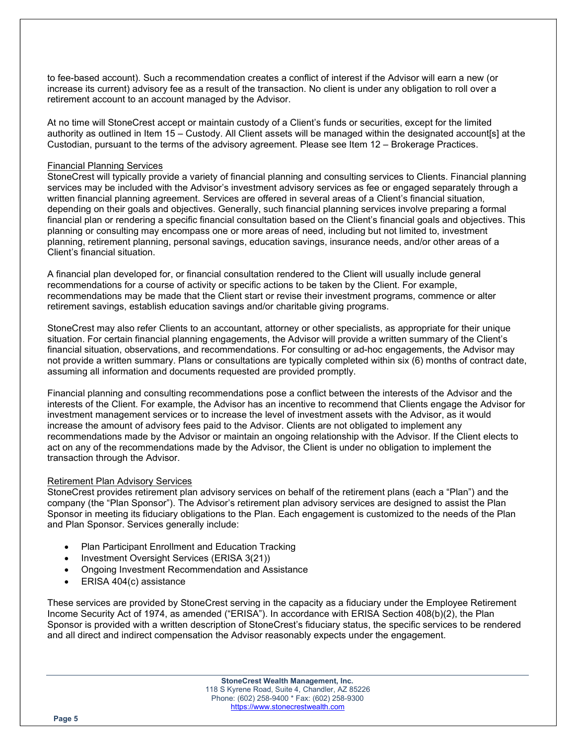to fee-based account). Such a recommendation creates a conflict of interest if the Advisor will earn a new (or increase its current) advisory fee as a result of the transaction. No client is under any obligation to roll over a retirement account to an account managed by the Advisor.

At no time will StoneCrest accept or maintain custody of a Client's funds or securities, except for the limited authority as outlined in Item 15 – Custody. All Client assets will be managed within the designated account[s] at the Custodian, pursuant to the terms of the advisory agreement. Please see Item 12 – Brokerage Practices.

<u>Financial Planning Services</u>

StoneCrest will typically provide a variety of financial planning and consulting services to Clients. Financial planning services may be included with the Advisor's investment advisory services as fee or engaged separately through a written financial planning agreement. Services are offered in several areas of a Client's financial situation, depending on their goals and objectives. Generally, such financial planning services involve preparing a formal financial plan or rendering a specific financial consultation based on the Client's financial goals and objectives. This planning or consulting may encompass one or more areas of need, including but not limited to, investment planning, retirement planning, personal savings, education savings, insurance needs, and/or other areas of a Client's financial situation.

A financial plan developed for, or financial consultation rendered to the Client will usually include general recommendations for a course of activity or specific actions to be taken by the Client. For example, recommendations may be made that the Client start or revise their investment programs, commence or alter retirement savings, establish education savings and/or charitable giving programs.

StoneCrest may also refer Clients to an accountant, attorney or other specialists, as appropriate for their unique situation. For certain financial planning engagements, the Advisor will provide a written summary of the Client's financial situation, observations, and recommendations. For consulting or ad-hoc engagements, the Advisor may not provide a written summary. Plans or consultations are typically completed within six (6) months of contract date, assuming all information and documents requested are provided promptly.

Financial planning and consulting recommendations pose a conflict between the interests of the Advisor and the interests of the Client. For example, the Advisor has an incentive to recommend that Clients engage the Advisor for investment management services or to increase the level of investment assets with the Advisor, as it would increase the amount of advisory fees paid to the Advisor. Clients are not obligated to implement any recommendations made by the Advisor or maintain an ongoing relationship with the Advisor. If the Client elects to act on any of the recommendations made by the Advisor, the Client is under no obligation to implement the transaction through the Advisor.

<u>Retirement Plan Advisory Services</u>

StoneCrest provides retirement plan advisory services on behalf of the retirement plans (each a "Plan") and the company (the "Plan Sponsor"). The Advisor's retirement plan advisory services are designed to assist the Plan Sponsor in meeting its fiduciary obligations to the Plan. Each engagement is customized to the needs of the Plan and Plan Sponsor. Services generally include:

- Plan Participant Enrollment and Education Tracking
- Investment Oversight Services (ERISA 3(21))
- Ongoing Investment Recommendation and Assistance
- ERISA 404(c) assistance

These services are provided by StoneCrest serving in the capacity as a fiduciary under the Employee Retirement Income Security Act of 1974, as amended ("ERISA"). In accordance with ERISA Section 408(b)(2), the Plan Sponsor is provided with a written description of StoneCrest's fiduciary status, the specific services to be rendered and all direct and indirect compensation the Advisor reasonably expects under the engagement.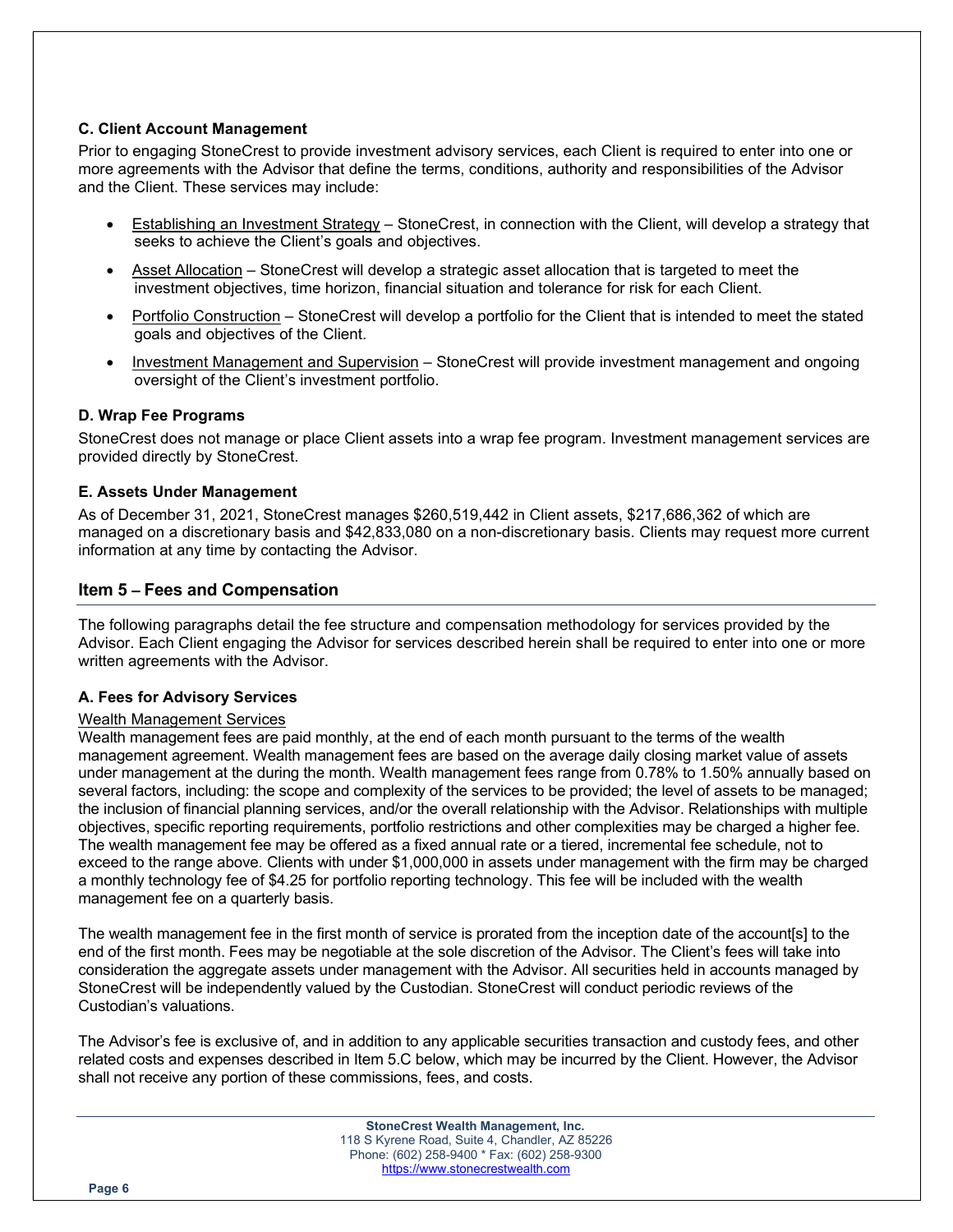### C. Client Account Management

Prior to engaging StoneCrest to provide investment advisory services, each Client is required to enter into one or more agreements with the Advisor that define the terms, conditions, authority and responsibilities of the Advisor and the Client. These services may include:

- Establishing an Investment Strategy – StoneCrest, in connection with the Client, will develop a strategy that seeks to achieve the Client's goals and objectives.
- Asset Allocation – StoneCrest will develop a strategic asset allocation that is targeted to meet the investment objectives, time horizon, financial situation and tolerance for risk for each Client.
- Portfolio Construction – StoneCrest will develop a portfolio for the Client that is intended to meet the stated goals and objectives of the Client.
- Investment Management and Supervision – StoneCrest will provide investment management and ongoing oversight of the Client's investment portfolio.

### D. Wrap Fee Programs

StoneCrest does not manage or place Client assets into a wrap fee program. Investment management services are provided directly by StoneCrest.

### E. Assets Under Management

As of December 31, 2021, StoneCrest manages $260,519,442 in Client assets, $217,686,362 of which are managed on a discretionary basis and $42,833,080 on a non-discretionary basis. Clients may request more current information at any time by contacting the Advisor.

## Item 5 – Fees and Compensation

The following paragraphs detail the fee structure and compensation methodology for services provided by the Advisor. Each Client engaging the Advisor for services described herein shall be required to enter into one or more written agreements with the Advisor.

### A. Fees for Advisory Services

Wealth Management Services

Wealth management fees are paid monthly, at the end of each month pursuant to the terms of the wealth management agreement. Wealth management fees are based on the average daily closing market value of assets under management at the during the month. Wealth management fees range from 0.78% to 1.50% annually based on several factors, including: the scope and complexity of the services to be provided; the level of assets to be managed; the inclusion of financial planning services, and/or the overall relationship with the Advisor. Relationships with multiple objectives, specific reporting requirements, portfolio restrictions and other complexities may be charged a higher fee. The wealth management fee may be offered as a fixed annual rate or a tiered, incremental fee schedule, not to exceed to the range above. Clients with under $1,000,000 in assets under management with the firm may be charged a monthly technology fee of $4.25 for portfolio reporting technology. This fee will be included with the wealth management fee on a quarterly basis.

The wealth management fee in the first month of service is prorated from the inception date of the account[s] to the end of the first month. Fees may be negotiable at the sole discretion of the Advisor. The Client's fees will take into consideration the aggregate assets under management with the Advisor. All securities held in accounts managed by StoneCrest will be independently valued by the Custodian. StoneCrest will conduct periodic reviews of the Custodian's valuations.

The Advisor's fee is exclusive of, and in addition to any applicable securities transaction and custody fees, and other related costs and expenses described in Item 5.C below, which may be incurred by the Client. However, the Advisor shall not receive any portion of these commissions, fees, and costs.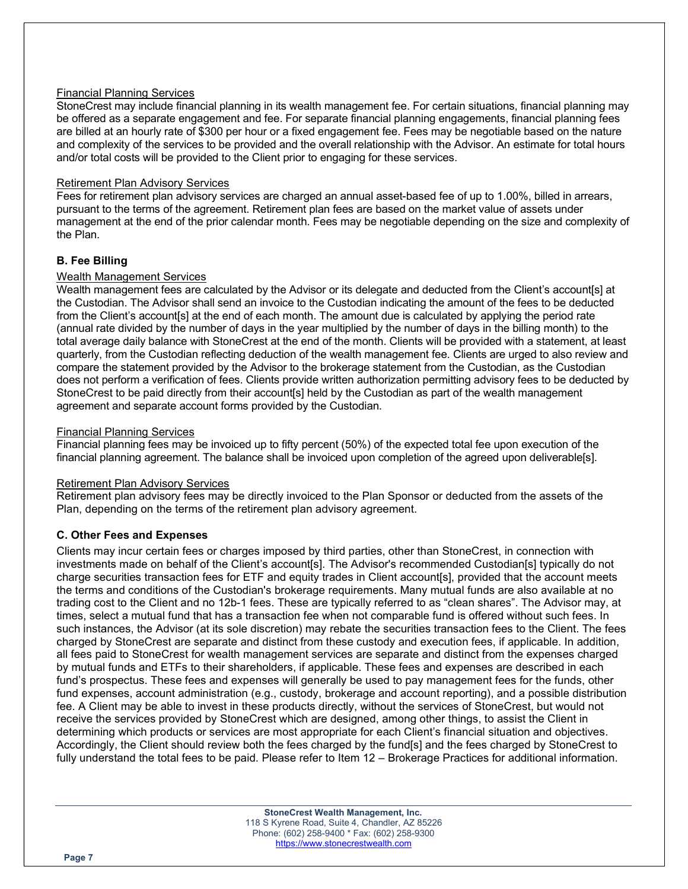#### Financial Planning Services

StoneCrest may include financial planning in its wealth management fee. For certain situations, financial planning may be offered as a separate engagement and fee. For separate financial planning engagements, financial planning fees are billed at an hourly rate of $300 per hour or a fixed engagement fee. Fees may be negotiable based on the nature and complexity of the services to be provided and the overall relationship with the Advisor. An estimate for total hours and/or total costs will be provided to the Client prior to engaging for these services.

#### Retirement Plan Advisory Services

Fees for retirement plan advisory services are charged an annual asset-based fee of up to 1.00%, billed in arrears, pursuant to the terms of the agreement. Retirement plan fees are based on the market value of assets under management at the end of the prior calendar month. Fees may be negotiable depending on the size and complexity of the Plan.

### B. Fee Billing

#### Wealth Management Services

Wealth management fees are calculated by the Advisor or its delegate and deducted from the Client's account[s] at the Custodian. The Advisor shall send an invoice to the Custodian indicating the amount of the fees to be deducted from the Client's account[s] at the end of each month. The amount due is calculated by applying the period rate (annual rate divided by the number of days in the year multiplied by the number of days in the billing month) to the total average daily balance with StoneCrest at the end of the month. Clients will be provided with a statement, at least quarterly, from the Custodian reflecting deduction of the wealth management fee. Clients are urged to also review and compare the statement provided by the Advisor to the brokerage statement from the Custodian, as the Custodian does not perform a verification of fees. Clients provide written authorization permitting advisory fees to be deducted by StoneCrest to be paid directly from their account[s] held by the Custodian as part of the wealth management agreement and separate account forms provided by the Custodian.

#### Financial Planning Services

Financial planning fees may be invoiced up to fifty percent (50%) of the expected total fee upon execution of the financial planning agreement. The balance shall be invoiced upon completion of the agreed upon deliverable[s].

#### Retirement Plan Advisory Services

Retirement plan advisory fees may be directly invoiced to the Plan Sponsor or deducted from the assets of the Plan, depending on the terms of the retirement plan advisory agreement.

### C. Other Fees and Expenses

Clients may incur certain fees or charges imposed by third parties, other than StoneCrest, in connection with investments made on behalf of the Client's account[s]. The Advisor's recommended Custodian[s] typically do not charge securities transaction fees for ETF and equity trades in Client account[s], provided that the account meets the terms and conditions of the Custodian's brokerage requirements. Many mutual funds are also available at no trading cost to the Client and no 12b-1 fees. These are typically referred to as "clean shares". The Advisor may, at times, select a mutual fund that has a transaction fee when not comparable fund is offered without such fees. In such instances, the Advisor (at its sole discretion) may rebate the securities transaction fees to the Client. The fees charged by StoneCrest are separate and distinct from these custody and execution fees, if applicable. In addition, all fees paid to StoneCrest for wealth management services are separate and distinct from the expenses charged by mutual funds and ETFs to their shareholders, if applicable. These fees and expenses are described in each fund's prospectus. These fees and expenses will generally be used to pay management fees for the funds, other fund expenses, account administration (e.g., custody, brokerage and account reporting), and a possible distribution fee. A Client may be able to invest in these products directly, without the services of StoneCrest, but would not receive the services provided by StoneCrest which are designed, among other things, to assist the Client in determining which products or services are most appropriate for each Client's financial situation and objectives. Accordingly, the Client should review both the fees charged by the fund[s] and the fees charged by StoneCrest to fully understand the total fees to be paid. Please refer to Item 12 – Brokerage Practices for additional information.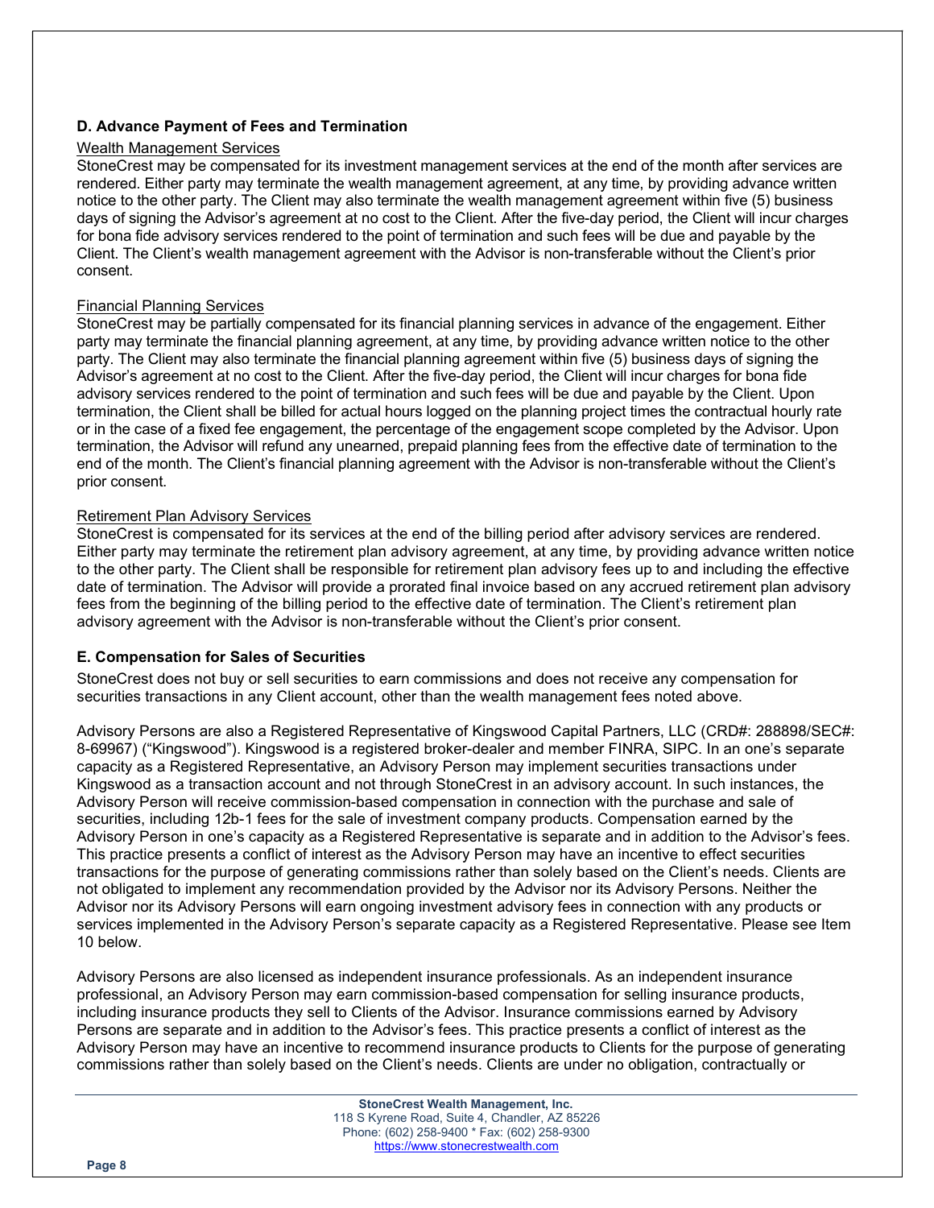### D. Advance Payment of Fees and Termination

Wealth Management Services

StoneCrest may be compensated for its investment management services at the end of the month after services are rendered. Either party may terminate the wealth management agreement, at any time, by providing advance written notice to the other party. The Client may also terminate the wealth management agreement within five (5) business days of signing the Advisor's agreement at no cost to the Client. After the five-day period, the Client will incur charges for bona fide advisory services rendered to the point of termination and such fees will be due and payable by the Client. The Client's wealth management agreement with the Advisor is non-transferable without the Client's prior consent.

Financial Planning Services

StoneCrest may be partially compensated for its financial planning services in advance of the engagement. Either party may terminate the financial planning agreement, at any time, by providing advance written notice to the other party. The Client may also terminate the financial planning agreement within five (5) business days of signing the Advisor's agreement at no cost to the Client. After the five-day period, the Client will incur charges for bona fide advisory services rendered to the point of termination and such fees will be due and payable by the Client. Upon termination, the Client shall be billed for actual hours logged on the planning project times the contractual hourly rate or in the case of a fixed fee engagement, the percentage of the engagement scope completed by the Advisor. Upon termination, the Advisor will refund any unearned, prepaid planning fees from the effective date of termination to the end of the month. The Client's financial planning agreement with the Advisor is non-transferable without the Client's prior consent.

Retirement Plan Advisory Services

StoneCrest is compensated for its services at the end of the billing period after advisory services are rendered. Either party may terminate the retirement plan advisory agreement, at any time, by providing advance written notice to the other party. The Client shall be responsible for retirement plan advisory fees up to and including the effective date of termination. The Advisor will provide a prorated final invoice based on any accrued retirement plan advisory fees from the beginning of the billing period to the effective date of termination. The Client's retirement plan advisory agreement with the Advisor is non-transferable without the Client's prior consent.

### E. Compensation for Sales of Securities

StoneCrest does not buy or sell securities to earn commissions and does not receive any compensation for securities transactions in any Client account, other than the wealth management fees noted above.

Advisory Persons are also a Registered Representative of Kingswood Capital Partners, LLC (CRD#: 288898/SEC#: 8-69967) ("Kingswood"). Kingswood is a registered broker-dealer and member FINRA, SIPC. In an one's separate capacity as a Registered Representative, an Advisory Person may implement securities transactions under Kingswood as a transaction account and not through StoneCrest in an advisory account. In such instances, the Advisory Person will receive commission-based compensation in connection with the purchase and sale of securities, including 12b-1 fees for the sale of investment company products. Compensation earned by the Advisory Person in one's capacity as a Registered Representative is separate and in addition to the Advisor's fees. This practice presents a conflict of interest as the Advisory Person may have an incentive to effect securities transactions for the purpose of generating commissions rather than solely based on the Client's needs. Clients are not obligated to implement any recommendation provided by the Advisor nor its Advisory Persons. Neither the Advisor nor its Advisory Persons will earn ongoing investment advisory fees in connection with any products or services implemented in the Advisory Person's separate capacity as a Registered Representative. Please see Item 10 below.

Advisory Persons are also licensed as independent insurance professionals. As an independent insurance professional, an Advisory Person may earn commission-based compensation for selling insurance products, including insurance products they sell to Clients of the Advisor. Insurance commissions earned by Advisory Persons are separate and in addition to the Advisor's fees. This practice presents a conflict of interest as the Advisory Person may have an incentive to recommend insurance products to Clients for the purpose of generating commissions rather than solely based on the Client's needs. Clients are under no obligation, contractually or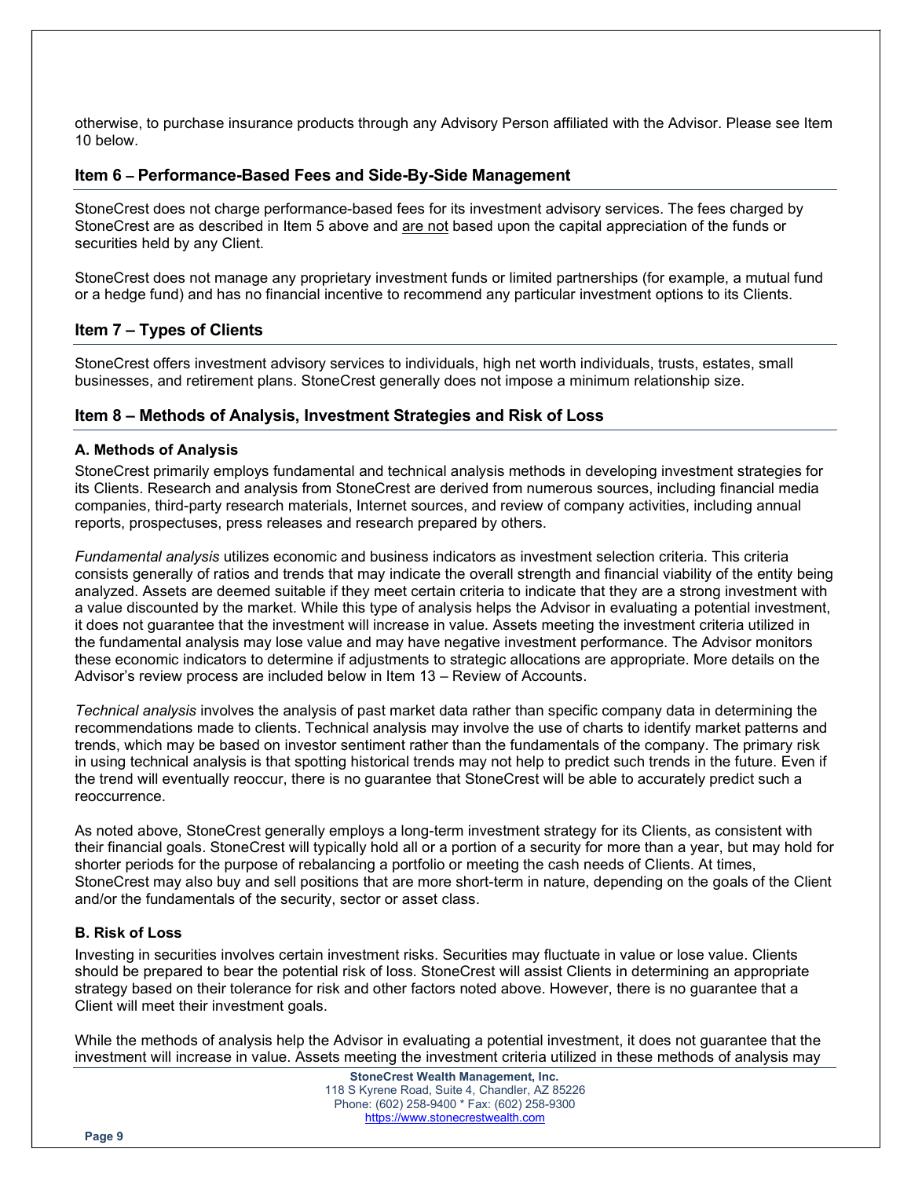otherwise, to purchase insurance products through any Advisory Person affiliated with the Advisor. Please see Item 10 below.

## Item 6 – Performance-Based Fees and Side-By-Side Management

StoneCrest does not charge performance-based fees for its investment advisory services. The fees charged by StoneCrest are as described in Item 5 above and are not based upon the capital appreciation of the funds or securities held by any Client.

StoneCrest does not manage any proprietary investment funds or limited partnerships (for example, a mutual fund or a hedge fund) and has no financial incentive to recommend any particular investment options to its Clients.

## Item 7 – Types of Clients

StoneCrest offers investment advisory services to individuals, high net worth individuals, trusts, estates, small businesses, and retirement plans. StoneCrest generally does not impose a minimum relationship size.

## Item 8 – Methods of Analysis, Investment Strategies and Risk of Loss

### A. Methods of Analysis

StoneCrest primarily employs fundamental and technical analysis methods in developing investment strategies for its Clients. Research and analysis from StoneCrest are derived from numerous sources, including financial media companies, third-party research materials, Internet sources, and review of company activities, including annual reports, prospectuses, press releases and research prepared by others.

*Fundamental analysis* utilizes economic and business indicators as investment selection criteria. This criteria consists generally of ratios and trends that may indicate the overall strength and financial viability of the entity being analyzed. Assets are deemed suitable if they meet certain criteria to indicate that they are a strong investment with a value discounted by the market. While this type of analysis helps the Advisor in evaluating a potential investment, it does not guarantee that the investment will increase in value. Assets meeting the investment criteria utilized in the fundamental analysis may lose value and may have negative investment performance. The Advisor monitors these economic indicators to determine if adjustments to strategic allocations are appropriate. More details on the Advisor's review process are included below in Item 13 – Review of Accounts.

*Technical analysis* involves the analysis of past market data rather than specific company data in determining the recommendations made to clients. Technical analysis may involve the use of charts to identify market patterns and trends, which may be based on investor sentiment rather than the fundamentals of the company. The primary risk in using technical analysis is that spotting historical trends may not help to predict such trends in the future. Even if the trend will eventually reoccur, there is no guarantee that StoneCrest will be able to accurately predict such a reoccurrence.

As noted above, StoneCrest generally employs a long-term investment strategy for its Clients, as consistent with their financial goals. StoneCrest will typically hold all or a portion of a security for more than a year, but may hold for shorter periods for the purpose of rebalancing a portfolio or meeting the cash needs of Clients. At times, StoneCrest may also buy and sell positions that are more short-term in nature, depending on the goals of the Client and/or the fundamentals of the security, sector or asset class.

### B. Risk of Loss

Investing in securities involves certain investment risks. Securities may fluctuate in value or lose value. Clients should be prepared to bear the potential risk of loss. StoneCrest will assist Clients in determining an appropriate strategy based on their tolerance for risk and other factors noted above. However, there is no guarantee that a Client will meet their investment goals.

While the methods of analysis help the Advisor in evaluating a potential investment, it does not guarantee that the investment will increase in value. Assets meeting the investment criteria utilized in these methods of analysis may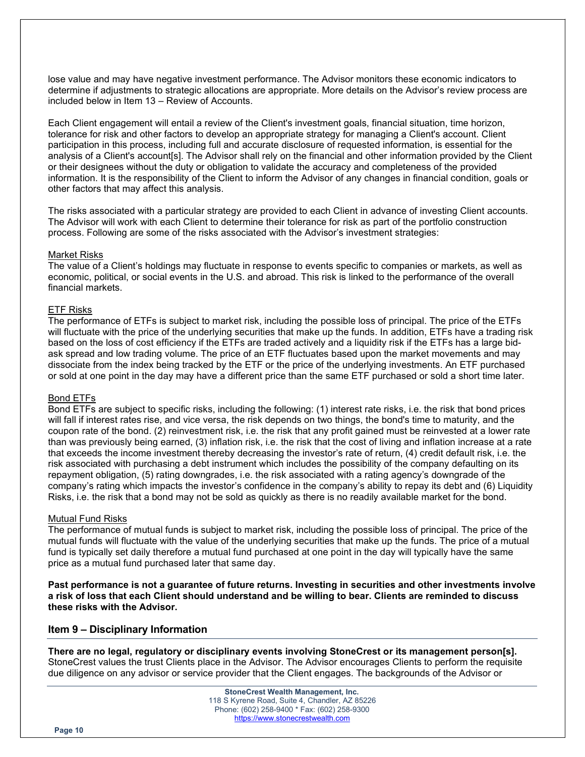lose value and may have negative investment performance. The Advisor monitors these economic indicators to determine if adjustments to strategic allocations are appropriate. More details on the Advisor's review process are included below in Item 13 – Review of Accounts.

Each Client engagement will entail a review of the Client's investment goals, financial situation, time horizon, tolerance for risk and other factors to develop an appropriate strategy for managing a Client's account. Client participation in this process, including full and accurate disclosure of requested information, is essential for the analysis of a Client's account[s]. The Advisor shall rely on the financial and other information provided by the Client or their designees without the duty or obligation to validate the accuracy and completeness of the provided information. It is the responsibility of the Client to inform the Advisor of any changes in financial condition, goals or other factors that may affect this analysis.

The risks associated with a particular strategy are provided to each Client in advance of investing Client accounts. The Advisor will work with each Client to determine their tolerance for risk as part of the portfolio construction process. Following are some of the risks associated with the Advisor's investment strategies:

Market Risks
The value of a Client's holdings may fluctuate in response to events specific to companies or markets, as well as economic, political, or social events in the U.S. and abroad. This risk is linked to the performance of the overall financial markets.

ETF Risks
The performance of ETFs is subject to market risk, including the possible loss of principal. The price of the ETFs will fluctuate with the price of the underlying securities that make up the funds. In addition, ETFs have a trading risk based on the loss of cost efficiency if the ETFs are traded actively and a liquidity risk if the ETFs has a large bid-ask spread and low trading volume. The price of an ETF fluctuates based upon the market movements and may dissociate from the index being tracked by the ETF or the price of the underlying investments. An ETF purchased or sold at one point in the day may have a different price than the same ETF purchased or sold a short time later.

Bond ETFs
Bond ETFs are subject to specific risks, including the following: (1) interest rate risks, i.e. the risk that bond prices will fall if interest rates rise, and vice versa, the risk depends on two things, the bond's time to maturity, and the coupon rate of the bond. (2) reinvestment risk, i.e. the risk that any profit gained must be reinvested at a lower rate than was previously being earned, (3) inflation risk, i.e. the risk that the cost of living and inflation increase at a rate that exceeds the income investment thereby decreasing the investor's rate of return, (4) credit default risk, i.e. the risk associated with purchasing a debt instrument which includes the possibility of the company defaulting on its repayment obligation, (5) rating downgrades, i.e. the risk associated with a rating agency's downgrade of the company's rating which impacts the investor's confidence in the company's ability to repay its debt and (6) Liquidity Risks, i.e. the risk that a bond may not be sold as quickly as there is no readily available market for the bond.

Mutual Fund Risks
The performance of mutual funds is subject to market risk, including the possible loss of principal. The price of the mutual funds will fluctuate with the value of the underlying securities that make up the funds. The price of a mutual fund is typically set daily therefore a mutual fund purchased at one point in the day will typically have the same price as a mutual fund purchased later that same day.

**Past performance is not a guarantee of future returns. Investing in securities and other investments involve a risk of loss that each Client should understand and be willing to bear. Clients are reminded to discuss these risks with the Advisor.**

## Item 9 – Disciplinary Information

**There are no legal, regulatory or disciplinary events involving StoneCrest or its management person[s].** StoneCrest values the trust Clients place in the Advisor. The Advisor encourages Clients to perform the requisite due diligence on any advisor or service provider that the Client engages. The backgrounds of the Advisor or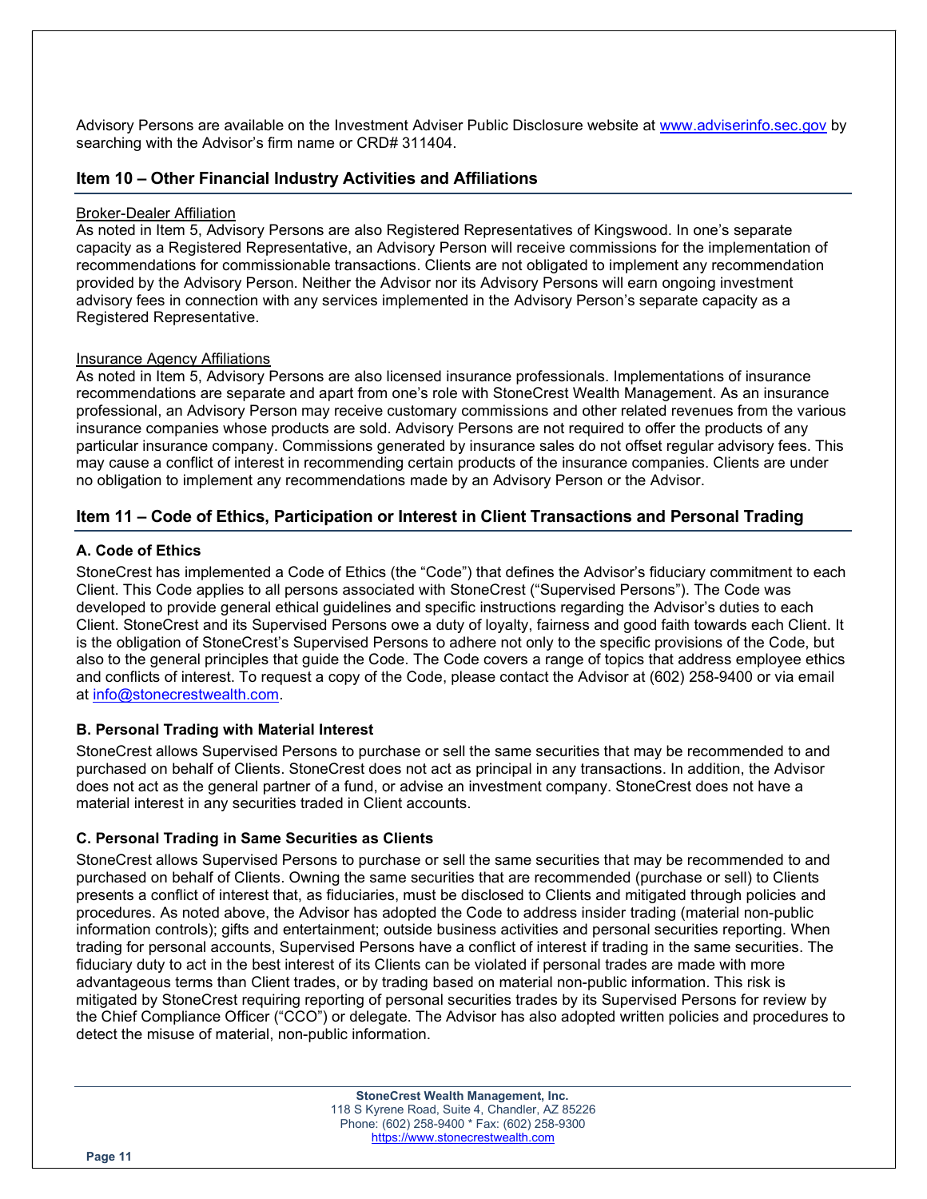Advisory Persons are available on the Investment Adviser Public Disclosure website at www.adviserinfo.sec.gov by searching with the Advisor's firm name or CRD# 311404.

## Item 10 – Other Financial Industry Activities and Affiliations

Broker-Dealer Affiliation

As noted in Item 5, Advisory Persons are also Registered Representatives of Kingswood. In one's separate capacity as a Registered Representative, an Advisory Person will receive commissions for the implementation of recommendations for commissionable transactions. Clients are not obligated to implement any recommendation provided by the Advisory Person. Neither the Advisor nor its Advisory Persons will earn ongoing investment advisory fees in connection with any services implemented in the Advisory Person's separate capacity as a Registered Representative.

Insurance Agency Affiliations

As noted in Item 5, Advisory Persons are also licensed insurance professionals. Implementations of insurance recommendations are separate and apart from one's role with StoneCrest Wealth Management. As an insurance professional, an Advisory Person may receive customary commissions and other related revenues from the various insurance companies whose products are sold. Advisory Persons are not required to offer the products of any particular insurance company. Commissions generated by insurance sales do not offset regular advisory fees. This may cause a conflict of interest in recommending certain products of the insurance companies. Clients are under no obligation to implement any recommendations made by an Advisory Person or the Advisor.

## Item 11 – Code of Ethics, Participation or Interest in Client Transactions and Personal Trading

### A. Code of Ethics

StoneCrest has implemented a Code of Ethics (the "Code") that defines the Advisor's fiduciary commitment to each Client. This Code applies to all persons associated with StoneCrest ("Supervised Persons"). The Code was developed to provide general ethical guidelines and specific instructions regarding the Advisor's duties to each Client. StoneCrest and its Supervised Persons owe a duty of loyalty, fairness and good faith towards each Client. It is the obligation of StoneCrest's Supervised Persons to adhere not only to the specific provisions of the Code, but also to the general principles that guide the Code. The Code covers a range of topics that address employee ethics and conflicts of interest. To request a copy of the Code, please contact the Advisor at (602) 258-9400 or via email at info@stonecrestwealth.com.

### B. Personal Trading with Material Interest

StoneCrest allows Supervised Persons to purchase or sell the same securities that may be recommended to and purchased on behalf of Clients. StoneCrest does not act as principal in any transactions. In addition, the Advisor does not act as the general partner of a fund, or advise an investment company. StoneCrest does not have a material interest in any securities traded in Client accounts.

### C. Personal Trading in Same Securities as Clients

StoneCrest allows Supervised Persons to purchase or sell the same securities that may be recommended to and purchased on behalf of Clients. Owning the same securities that are recommended (purchase or sell) to Clients presents a conflict of interest that, as fiduciaries, must be disclosed to Clients and mitigated through policies and procedures. As noted above, the Advisor has adopted the Code to address insider trading (material non-public information controls); gifts and entertainment; outside business activities and personal securities reporting. When trading for personal accounts, Supervised Persons have a conflict of interest if trading in the same securities. The fiduciary duty to act in the best interest of its Clients can be violated if personal trades are made with more advantageous terms than Client trades, or by trading based on material non-public information. This risk is mitigated by StoneCrest requiring reporting of personal securities trades by its Supervised Persons for review by the Chief Compliance Officer ("CCO") or delegate. The Advisor has also adopted written policies and procedures to detect the misuse of material, non-public information.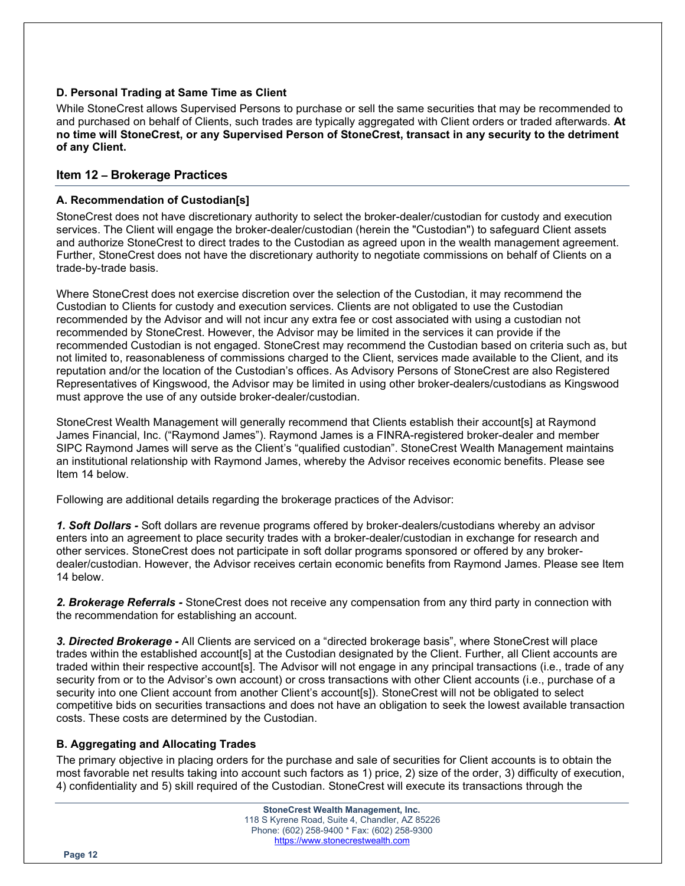### D. Personal Trading at Same Time as Client

While StoneCrest allows Supervised Persons to purchase or sell the same securities that may be recommended to and purchased on behalf of Clients, such trades are typically aggregated with Client orders or traded afterwards. **At no time will StoneCrest, or any Supervised Person of StoneCrest, transact in any security to the detriment of any Client.**

## Item 12 – Brokerage Practices

### A. Recommendation of Custodian[s]

StoneCrest does not have discretionary authority to select the broker-dealer/custodian for custody and execution services. The Client will engage the broker-dealer/custodian (herein the "Custodian") to safeguard Client assets and authorize StoneCrest to direct trades to the Custodian as agreed upon in the wealth management agreement. Further, StoneCrest does not have the discretionary authority to negotiate commissions on behalf of Clients on a trade-by-trade basis.

Where StoneCrest does not exercise discretion over the selection of the Custodian, it may recommend the Custodian to Clients for custody and execution services. Clients are not obligated to use the Custodian recommended by the Advisor and will not incur any extra fee or cost associated with using a custodian not recommended by StoneCrest. However, the Advisor may be limited in the services it can provide if the recommended Custodian is not engaged. StoneCrest may recommend the Custodian based on criteria such as, but not limited to, reasonableness of commissions charged to the Client, services made available to the Client, and its reputation and/or the location of the Custodian's offices. As Advisory Persons of StoneCrest are also Registered Representatives of Kingswood, the Advisor may be limited in using other broker-dealers/custodians as Kingswood must approve the use of any outside broker-dealer/custodian.

StoneCrest Wealth Management will generally recommend that Clients establish their account[s] at Raymond James Financial, Inc. ("Raymond James"). Raymond James is a FINRA-registered broker-dealer and member SIPC Raymond James will serve as the Client's "qualified custodian". StoneCrest Wealth Management maintains an institutional relationship with Raymond James, whereby the Advisor receives economic benefits. Please see Item 14 below.

Following are additional details regarding the brokerage practices of the Advisor:

***1. Soft Dollars -*** Soft dollars are revenue programs offered by broker-dealers/custodians whereby an advisor enters into an agreement to place security trades with a broker-dealer/custodian in exchange for research and other services. StoneCrest does not participate in soft dollar programs sponsored or offered by any broker-dealer/custodian. However, the Advisor receives certain economic benefits from Raymond James. Please see Item 14 below.

***2. Brokerage Referrals -*** StoneCrest does not receive any compensation from any third party in connection with the recommendation for establishing an account.

***3. Directed Brokerage -*** All Clients are serviced on a "directed brokerage basis", where StoneCrest will place trades within the established account[s] at the Custodian designated by the Client. Further, all Client accounts are traded within their respective account[s]. The Advisor will not engage in any principal transactions (i.e., trade of any security from or to the Advisor's own account) or cross transactions with other Client accounts (i.e., purchase of a security into one Client account from another Client's account[s]). StoneCrest will not be obligated to select competitive bids on securities transactions and does not have an obligation to seek the lowest available transaction costs. These costs are determined by the Custodian.

### B. Aggregating and Allocating Trades

The primary objective in placing orders for the purchase and sale of securities for Client accounts is to obtain the most favorable net results taking into account such factors as 1) price, 2) size of the order, 3) difficulty of execution, 4) confidentiality and 5) skill required of the Custodian. StoneCrest will execute its transactions through the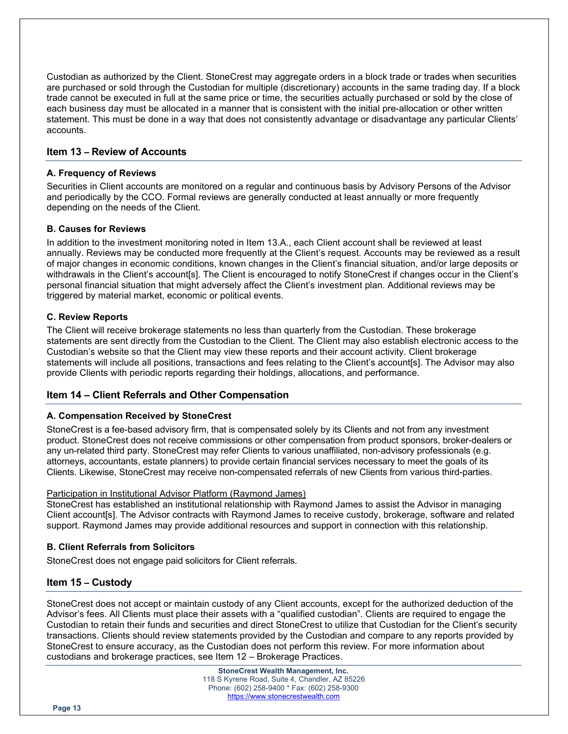Custodian as authorized by the Client. StoneCrest may aggregate orders in a block trade or trades when securities are purchased or sold through the Custodian for multiple (discretionary) accounts in the same trading day. If a block trade cannot be executed in full at the same price or time, the securities actually purchased or sold by the close of each business day must be allocated in a manner that is consistent with the initial pre-allocation or other written statement. This must be done in a way that does not consistently advantage or disadvantage any particular Clients' accounts.

## Item 13 – Review of Accounts

### A. Frequency of Reviews

Securities in Client accounts are monitored on a regular and continuous basis by Advisory Persons of the Advisor and periodically by the CCO. Formal reviews are generally conducted at least annually or more frequently depending on the needs of the Client.

### B. Causes for Reviews

In addition to the investment monitoring noted in Item 13.A., each Client account shall be reviewed at least annually. Reviews may be conducted more frequently at the Client's request. Accounts may be reviewed as a result of major changes in economic conditions, known changes in the Client's financial situation, and/or large deposits or withdrawals in the Client's account[s]. The Client is encouraged to notify StoneCrest if changes occur in the Client's personal financial situation that might adversely affect the Client's investment plan. Additional reviews may be triggered by material market, economic or political events.

### C. Review Reports

The Client will receive brokerage statements no less than quarterly from the Custodian. These brokerage statements are sent directly from the Custodian to the Client. The Client may also establish electronic access to the Custodian's website so that the Client may view these reports and their account activity. Client brokerage statements will include all positions, transactions and fees relating to the Client's account[s]. The Advisor may also provide Clients with periodic reports regarding their holdings, allocations, and performance.

## Item 14 – Client Referrals and Other Compensation

### A. Compensation Received by StoneCrest

StoneCrest is a fee-based advisory firm, that is compensated solely by its Clients and not from any investment product. StoneCrest does not receive commissions or other compensation from product sponsors, broker-dealers or any un-related third party. StoneCrest may refer Clients to various unaffiliated, non-advisory professionals (e.g. attorneys, accountants, estate planners) to provide certain financial services necessary to meet the goals of its Clients. Likewise, StoneCrest may receive non-compensated referrals of new Clients from various third-parties.

Participation in Institutional Advisor Platform (Raymond James)

StoneCrest has established an institutional relationship with Raymond James to assist the Advisor in managing Client account[s]. The Advisor contracts with Raymond James to receive custody, brokerage, software and related support. Raymond James may provide additional resources and support in connection with this relationship.

### B. Client Referrals from Solicitors

StoneCrest does not engage paid solicitors for Client referrals.

## Item 15 – Custody

StoneCrest does not accept or maintain custody of any Client accounts, except for the authorized deduction of the Advisor's fees. All Clients must place their assets with a "qualified custodian". Clients are required to engage the Custodian to retain their funds and securities and direct StoneCrest to utilize that Custodian for the Client's security transactions. Clients should review statements provided by the Custodian and compare to any reports provided by StoneCrest to ensure accuracy, as the Custodian does not perform this review. For more information about custodians and brokerage practices, see Item 12 – Brokerage Practices.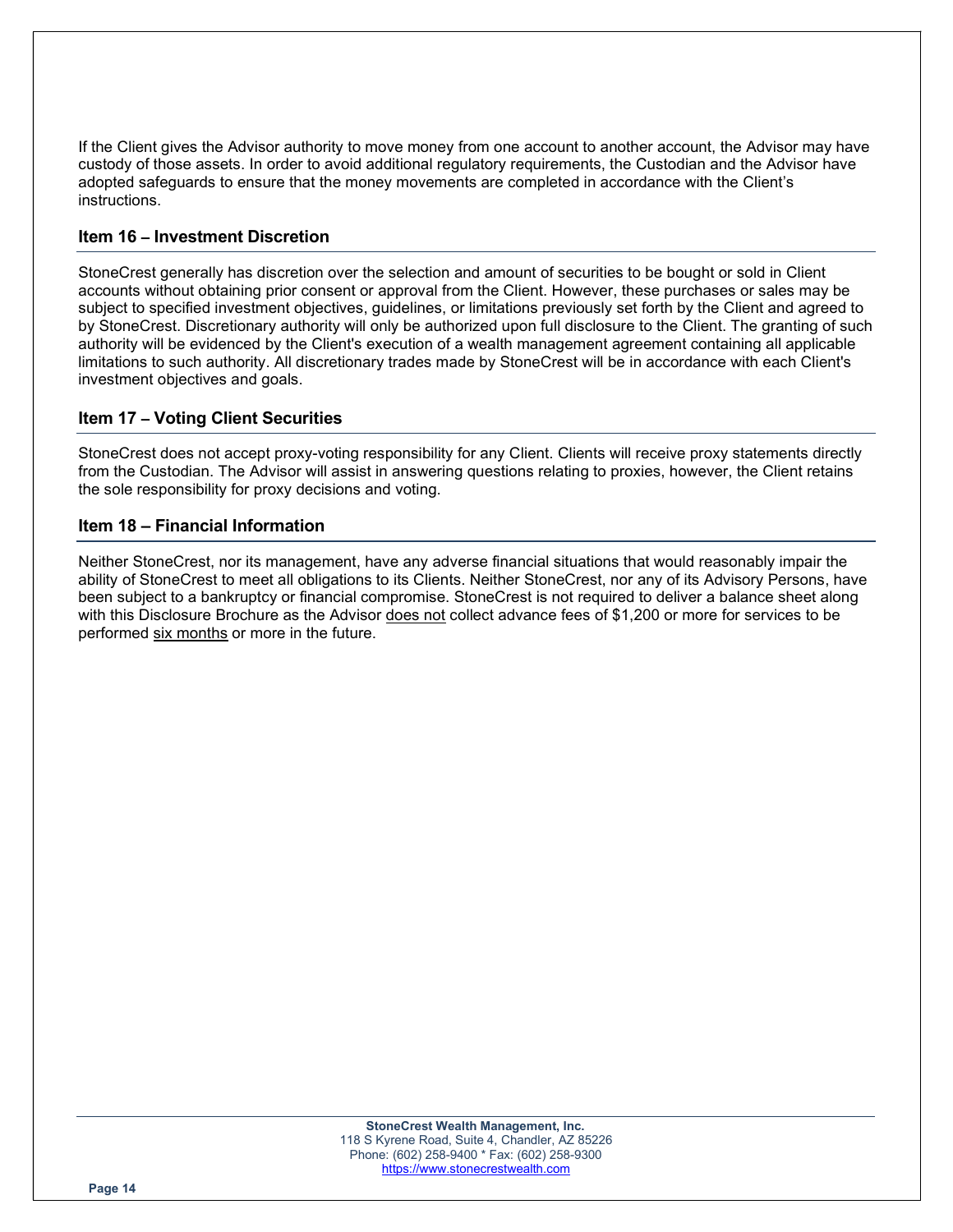If the Client gives the Advisor authority to move money from one account to another account, the Advisor may have custody of those assets. In order to avoid additional regulatory requirements, the Custodian and the Advisor have adopted safeguards to ensure that the money movements are completed in accordance with the Client's instructions.

## Item 16 – Investment Discretion

StoneCrest generally has discretion over the selection and amount of securities to be bought or sold in Client accounts without obtaining prior consent or approval from the Client. However, these purchases or sales may be subject to specified investment objectives, guidelines, or limitations previously set forth by the Client and agreed to by StoneCrest. Discretionary authority will only be authorized upon full disclosure to the Client. The granting of such authority will be evidenced by the Client's execution of a wealth management agreement containing all applicable limitations to such authority. All discretionary trades made by StoneCrest will be in accordance with each Client's investment objectives and goals.

## Item 17 – Voting Client Securities

StoneCrest does not accept proxy-voting responsibility for any Client. Clients will receive proxy statements directly from the Custodian. The Advisor will assist in answering questions relating to proxies, however, the Client retains the sole responsibility for proxy decisions and voting.

## Item 18 – Financial Information

Neither StoneCrest, nor its management, have any adverse financial situations that would reasonably impair the ability of StoneCrest to meet all obligations to its Clients. Neither StoneCrest, nor any of its Advisory Persons, have been subject to a bankruptcy or financial compromise. StoneCrest is not required to deliver a balance sheet along with this Disclosure Brochure as the Advisor does not collect advance fees of $1,200 or more for services to be performed six months or more in the future.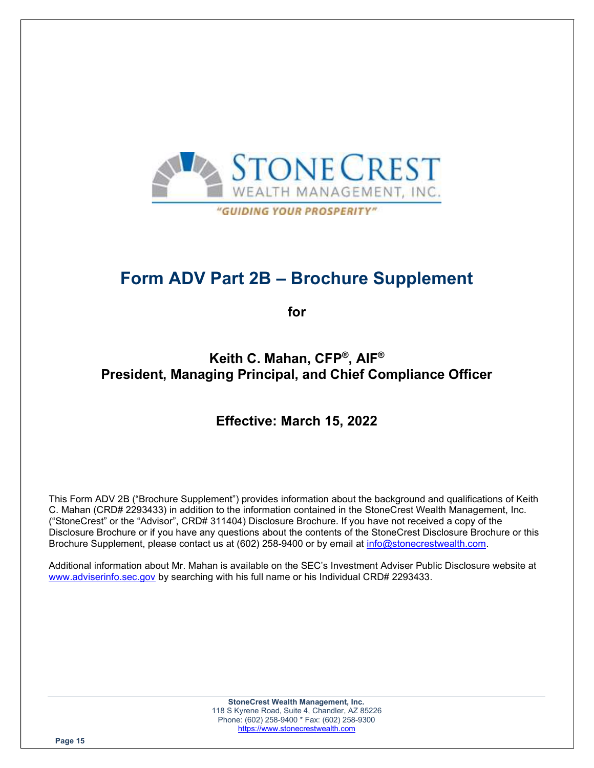STONECREST
WEALTH MANAGEMENT, INC.
"GUIDING YOUR PROSPERITY"

# Form ADV Part 2B – Brochure Supplement

**for**

## Keith C. Mahan, CFP®, AIF®
## President, Managing Principal, and Chief Compliance Officer

**Effective: March 15, 2022**

This Form ADV 2B ("Brochure Supplement") provides information about the background and qualifications of Keith C. Mahan (CRD# 2293433) in addition to the information contained in the StoneCrest Wealth Management, Inc. ("StoneCrest" or the "Advisor", CRD# 311404) Disclosure Brochure. If you have not received a copy of the Disclosure Brochure or if you have any questions about the contents of the StoneCrest Disclosure Brochure or this Brochure Supplement, please contact us at (602) 258-9400 or by email at info@stonecrestwealth.com.

Additional information about Mr. Mahan is available on the SEC's Investment Adviser Public Disclosure website at www.adviserinfo.sec.gov by searching with his full name or his Individual CRD# 2293433.

**StoneCrest Wealth Management, Inc.**
118 S Kyrene Road, Suite 4, Chandler, AZ 85226
Phone: (602) 258-9400 * Fax: (602) 258-9300
https://www.stonecrestwealth.com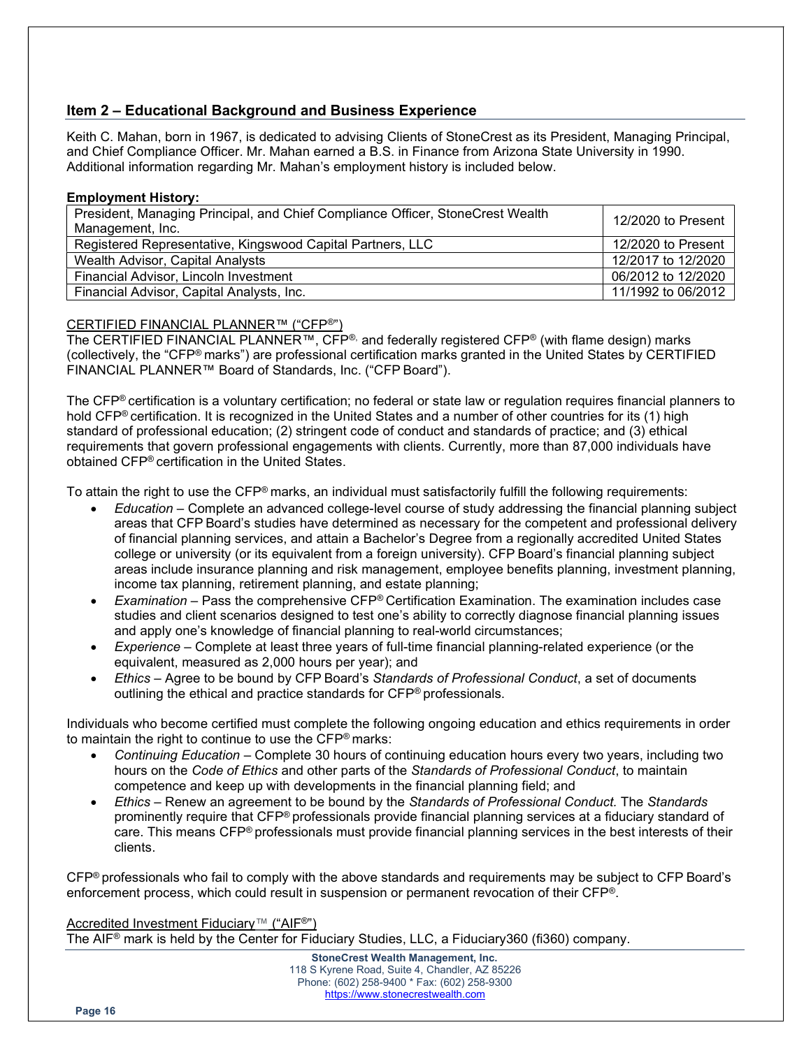## Item 2 – Educational Background and Business Experience

Keith C. Mahan, born in 1967, is dedicated to advising Clients of StoneCrest as its President, Managing Principal, and Chief Compliance Officer. Mr. Mahan earned a B.S. in Finance from Arizona State University in 1990. Additional information regarding Mr. Mahan's employment history is included below.

**Employment History:**

| | |
|---|---|
| President, Managing Principal, and Chief Compliance Officer, StoneCrest Wealth Management, Inc. | 12/2020 to Present |
| Registered Representative, Kingswood Capital Partners, LLC | 12/2020 to Present |
| Wealth Advisor, Capital Analysts | 12/2017 to 12/2020 |
| Financial Advisor, Lincoln Investment | 06/2012 to 12/2020 |
| Financial Advisor, Capital Analysts, Inc. | 11/1992 to 06/2012 |

CERTIFIED FINANCIAL PLANNER™ ("CFP®")

The CERTIFIED FINANCIAL PLANNER™, CFP®, and federally registered CFP® (with flame design) marks (collectively, the "CFP® marks") are professional certification marks granted in the United States by CERTIFIED FINANCIAL PLANNER™ Board of Standards, Inc. ("CFP Board").

The CFP® certification is a voluntary certification; no federal or state law or regulation requires financial planners to hold CFP® certification. It is recognized in the United States and a number of other countries for its (1) high standard of professional education; (2) stringent code of conduct and standards of practice; and (3) ethical requirements that govern professional engagements with clients. Currently, more than 87,000 individuals have obtained CFP® certification in the United States.

To attain the right to use the CFP® marks, an individual must satisfactorily fulfill the following requirements:

- *Education* – Complete an advanced college-level course of study addressing the financial planning subject areas that CFP Board's studies have determined as necessary for the competent and professional delivery of financial planning services, and attain a Bachelor's Degree from a regionally accredited United States college or university (or its equivalent from a foreign university). CFP Board's financial planning subject areas include insurance planning and risk management, employee benefits planning, investment planning, income tax planning, retirement planning, and estate planning;
- *Examination* – Pass the comprehensive CFP® Certification Examination. The examination includes case studies and client scenarios designed to test one's ability to correctly diagnose financial planning issues and apply one's knowledge of financial planning to real-world circumstances;
- *Experience* – Complete at least three years of full-time financial planning-related experience (or the equivalent, measured as 2,000 hours per year); and
- *Ethics* – Agree to be bound by CFP Board's *Standards of Professional Conduct*, a set of documents outlining the ethical and practice standards for CFP® professionals.

Individuals who become certified must complete the following ongoing education and ethics requirements in order to maintain the right to continue to use the CFP® marks:

- *Continuing Education* – Complete 30 hours of continuing education hours every two years, including two hours on the *Code of Ethics* and other parts of the *Standards of Professional Conduct*, to maintain competence and keep up with developments in the financial planning field; and
- *Ethics* – Renew an agreement to be bound by the *Standards of Professional Conduct.* The *Standards* prominently require that CFP® professionals provide financial planning services at a fiduciary standard of care. This means CFP® professionals must provide financial planning services in the best interests of their clients.

CFP® professionals who fail to comply with the above standards and requirements may be subject to CFP Board's enforcement process, which could result in suspension or permanent revocation of their CFP®.

Accredited Investment Fiduciary™ ("AIF®")

The AIF® mark is held by the Center for Fiduciary Studies, LLC, a Fiduciary360 (fi360) company.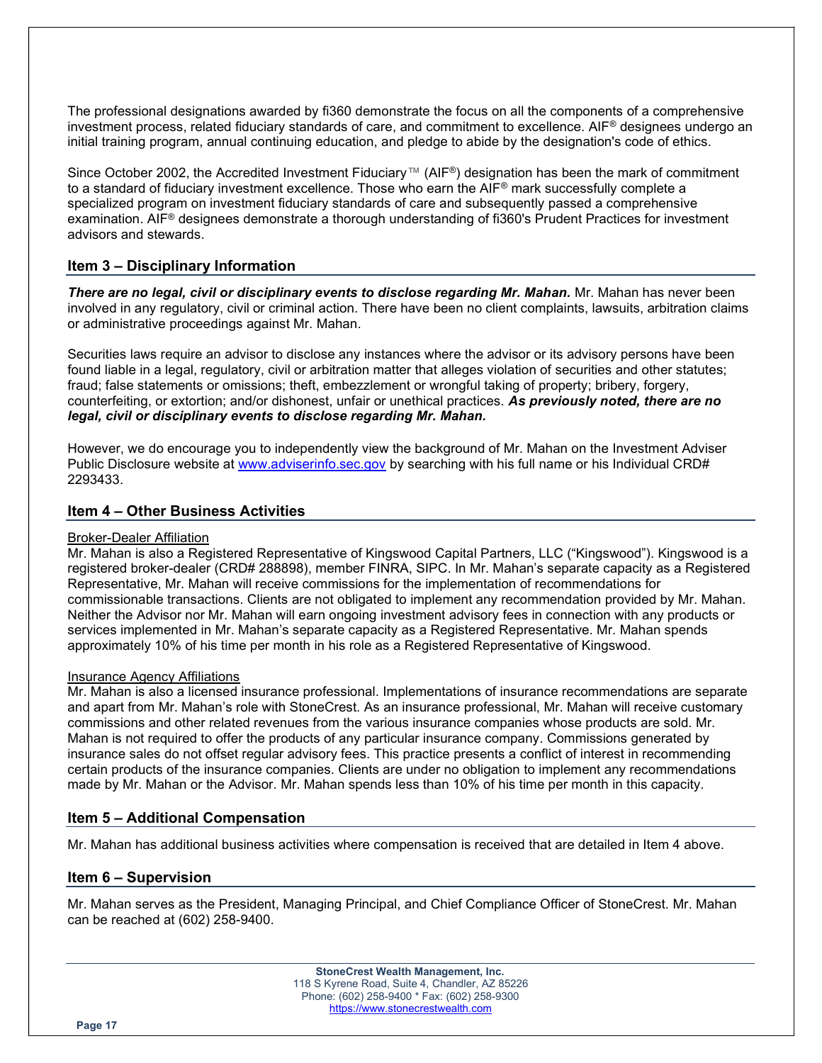The professional designations awarded by fi360 demonstrate the focus on all the components of a comprehensive investment process, related fiduciary standards of care, and commitment to excellence. AIF® designees undergo an initial training program, annual continuing education, and pledge to abide by the designation's code of ethics.

Since October 2002, the Accredited Investment Fiduciary™ (AIF®) designation has been the mark of commitment to a standard of fiduciary investment excellence. Those who earn the AIF® mark successfully complete a specialized program on investment fiduciary standards of care and subsequently passed a comprehensive examination. AIF® designees demonstrate a thorough understanding of fi360's Prudent Practices for investment advisors and stewards.

## Item 3 – Disciplinary Information

***There are no legal, civil or disciplinary events to disclose regarding Mr. Mahan.*** Mr. Mahan has never been involved in any regulatory, civil or criminal action. There have been no client complaints, lawsuits, arbitration claims or administrative proceedings against Mr. Mahan.

Securities laws require an advisor to disclose any instances where the advisor or its advisory persons have been found liable in a legal, regulatory, civil or arbitration matter that alleges violation of securities and other statutes; fraud; false statements or omissions; theft, embezzlement or wrongful taking of property; bribery, forgery, counterfeiting, or extortion; and/or dishonest, unfair or unethical practices. ***As previously noted, there are no legal, civil or disciplinary events to disclose regarding Mr. Mahan.***

However, we do encourage you to independently view the background of Mr. Mahan on the Investment Adviser Public Disclosure website at [www.adviserinfo.sec.gov](http://www.adviserinfo.sec.gov) by searching with his full name or his Individual CRD# 2293433.

## Item 4 – Other Business Activities

Broker-Dealer Affiliation

Mr. Mahan is also a Registered Representative of Kingswood Capital Partners, LLC ("Kingswood"). Kingswood is a registered broker-dealer (CRD# 288898), member FINRA, SIPC. In Mr. Mahan's separate capacity as a Registered Representative, Mr. Mahan will receive commissions for the implementation of recommendations for commissionable transactions. Clients are not obligated to implement any recommendation provided by Mr. Mahan. Neither the Advisor nor Mr. Mahan will earn ongoing investment advisory fees in connection with any products or services implemented in Mr. Mahan's separate capacity as a Registered Representative. Mr. Mahan spends approximately 10% of his time per month in his role as a Registered Representative of Kingswood.

Insurance Agency Affiliations

Mr. Mahan is also a licensed insurance professional. Implementations of insurance recommendations are separate and apart from Mr. Mahan's role with StoneCrest. As an insurance professional, Mr. Mahan will receive customary commissions and other related revenues from the various insurance companies whose products are sold. Mr. Mahan is not required to offer the products of any particular insurance company. Commissions generated by insurance sales do not offset regular advisory fees. This practice presents a conflict of interest in recommending certain products of the insurance companies. Clients are under no obligation to implement any recommendations made by Mr. Mahan or the Advisor. Mr. Mahan spends less than 10% of his time per month in this capacity.

## Item 5 – Additional Compensation

Mr. Mahan has additional business activities where compensation is received that are detailed in Item 4 above.

## Item 6 – Supervision

Mr. Mahan serves as the President, Managing Principal, and Chief Compliance Officer of StoneCrest. Mr. Mahan can be reached at (602) 258-9400.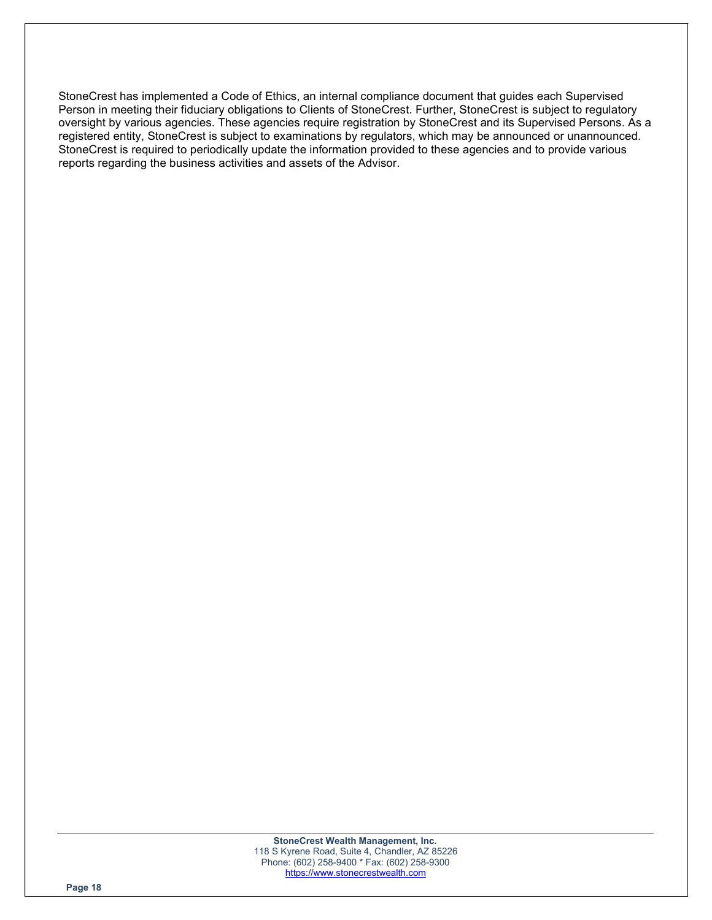StoneCrest has implemented a Code of Ethics, an internal compliance document that guides each Supervised Person in meeting their fiduciary obligations to Clients of StoneCrest. Further, StoneCrest is subject to regulatory oversight by various agencies. These agencies require registration by StoneCrest and its Supervised Persons. As a registered entity, StoneCrest is subject to examinations by regulators, which may be announced or unannounced. StoneCrest is required to periodically update the information provided to these agencies and to provide various reports regarding the business activities and assets of the Advisor.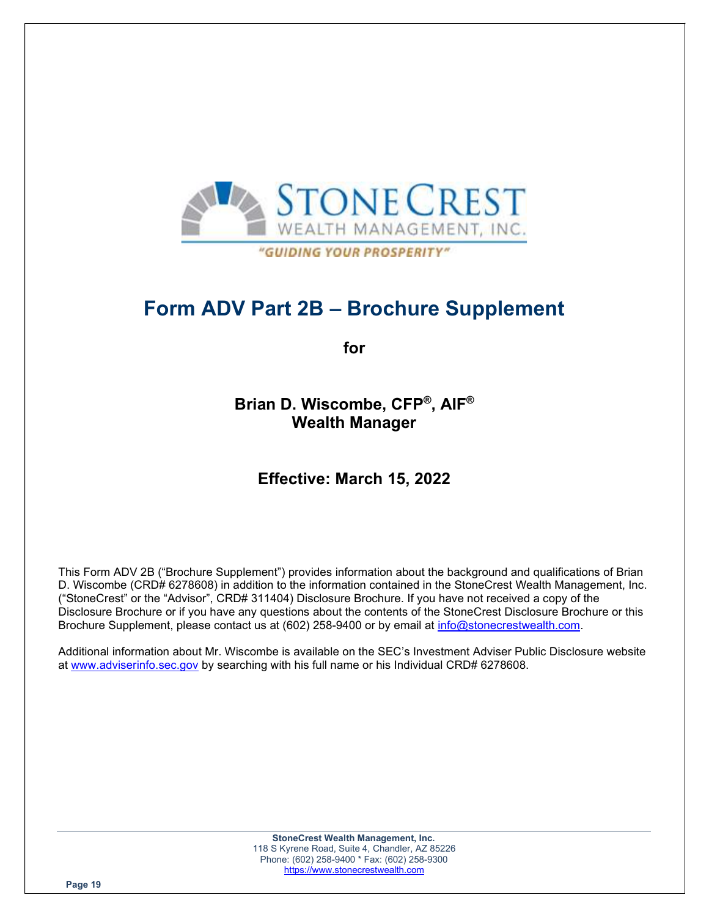# Form ADV Part 2B – Brochure Supplement

**for**

**Brian D. Wiscombe, CFP®, AIF®**
**Wealth Manager**

**Effective: March 15, 2022**

This Form ADV 2B ("Brochure Supplement") provides information about the background and qualifications of Brian D. Wiscombe (CRD# 6278608) in addition to the information contained in the StoneCrest Wealth Management, Inc. ("StoneCrest" or the "Advisor", CRD# 311404) Disclosure Brochure. If you have not received a copy of the Disclosure Brochure or if you have any questions about the contents of the StoneCrest Disclosure Brochure or this Brochure Supplement, please contact us at (602) 258-9400 or by email at info@stonecrestwealth.com.

Additional information about Mr. Wiscombe is available on the SEC's Investment Adviser Public Disclosure website at www.adviserinfo.sec.gov by searching with his full name or his Individual CRD# 6278608.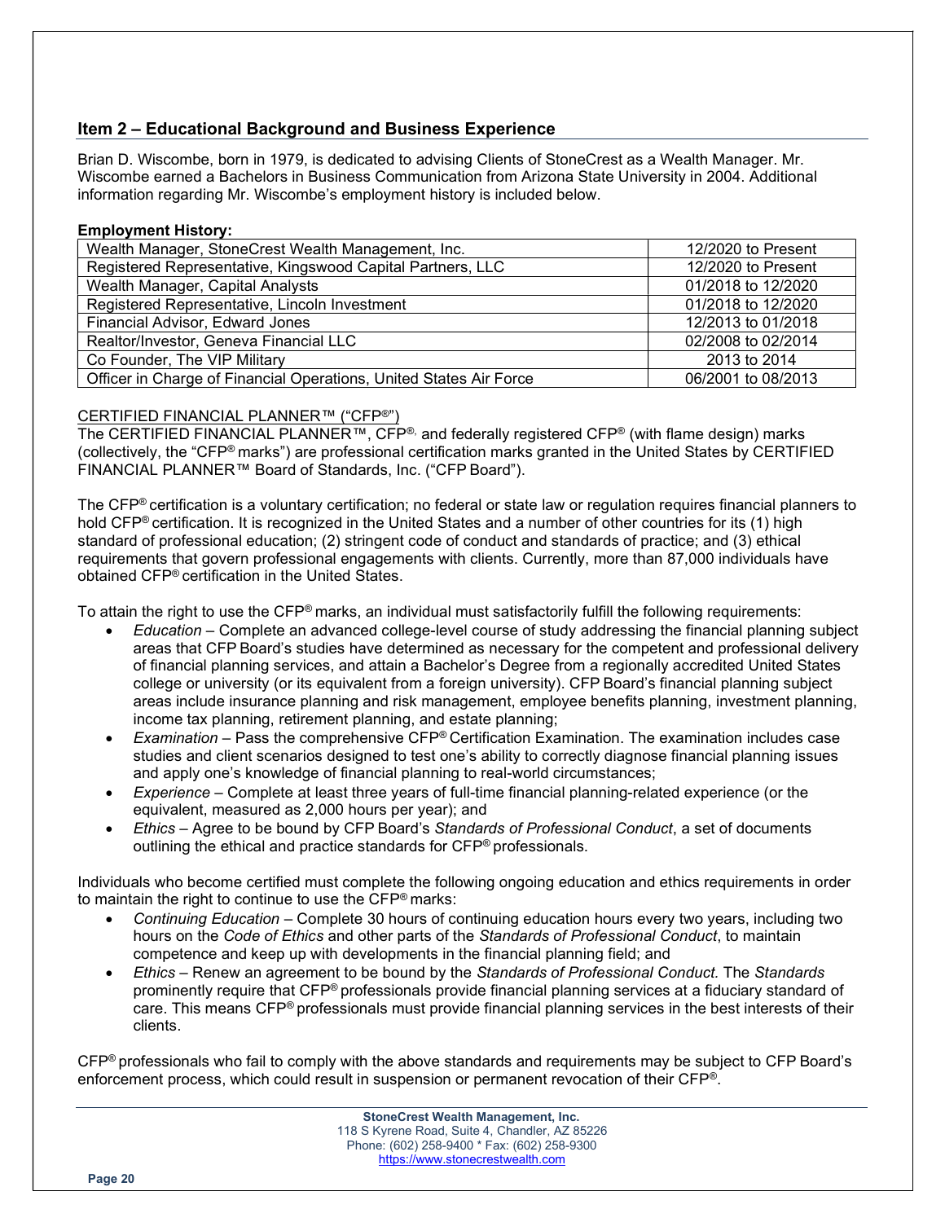## Item 2 – Educational Background and Business Experience

Brian D. Wiscombe, born in 1979, is dedicated to advising Clients of StoneCrest as a Wealth Manager. Mr. Wiscombe earned a Bachelors in Business Communication from Arizona State University in 2004. Additional information regarding Mr. Wiscombe's employment history is included below.

**Employment History:**

| Position | Dates |
|---|---|
| Wealth Manager, StoneCrest Wealth Management, Inc. | 12/2020 to Present |
| Registered Representative, Kingswood Capital Partners, LLC | 12/2020 to Present |
| Wealth Manager, Capital Analysts | 01/2018 to 12/2020 |
| Registered Representative, Lincoln Investment | 01/2018 to 12/2020 |
| Financial Advisor, Edward Jones | 12/2013 to 01/2018 |
| Realtor/Investor, Geneva Financial LLC | 02/2008 to 02/2014 |
| Co Founder, The VIP Military | 2013 to 2014 |
| Officer in Charge of Financial Operations, United States Air Force | 06/2001 to 08/2013 |

CERTIFIED FINANCIAL PLANNER™ ("CFP®")

The CERTIFIED FINANCIAL PLANNER™, CFP®, and federally registered CFP® (with flame design) marks (collectively, the "CFP® marks") are professional certification marks granted in the United States by CERTIFIED FINANCIAL PLANNER™ Board of Standards, Inc. ("CFP Board").

The CFP® certification is a voluntary certification; no federal or state law or regulation requires financial planners to hold CFP® certification. It is recognized in the United States and a number of other countries for its (1) high standard of professional education; (2) stringent code of conduct and standards of practice; and (3) ethical requirements that govern professional engagements with clients. Currently, more than 87,000 individuals have obtained CFP® certification in the United States.

To attain the right to use the CFP® marks, an individual must satisfactorily fulfill the following requirements:

- *Education* – Complete an advanced college-level course of study addressing the financial planning subject areas that CFP Board's studies have determined as necessary for the competent and professional delivery of financial planning services, and attain a Bachelor's Degree from a regionally accredited United States college or university (or its equivalent from a foreign university). CFP Board's financial planning subject areas include insurance planning and risk management, employee benefits planning, investment planning, income tax planning, retirement planning, and estate planning;
- *Examination* – Pass the comprehensive CFP® Certification Examination. The examination includes case studies and client scenarios designed to test one's ability to correctly diagnose financial planning issues and apply one's knowledge of financial planning to real-world circumstances;
- *Experience* – Complete at least three years of full-time financial planning-related experience (or the equivalent, measured as 2,000 hours per year); and
- *Ethics* – Agree to be bound by CFP Board's *Standards of Professional Conduct*, a set of documents outlining the ethical and practice standards for CFP® professionals.

Individuals who become certified must complete the following ongoing education and ethics requirements in order to maintain the right to continue to use the CFP® marks:

- *Continuing Education* – Complete 30 hours of continuing education hours every two years, including two hours on the *Code of Ethics* and other parts of the *Standards of Professional Conduct*, to maintain competence and keep up with developments in the financial planning field; and
- *Ethics* – Renew an agreement to be bound by the *Standards of Professional Conduct.* The *Standards* prominently require that CFP® professionals provide financial planning services at a fiduciary standard of care. This means CFP® professionals must provide financial planning services in the best interests of their clients.

CFP® professionals who fail to comply with the above standards and requirements may be subject to CFP Board's enforcement process, which could result in suspension or permanent revocation of their CFP®.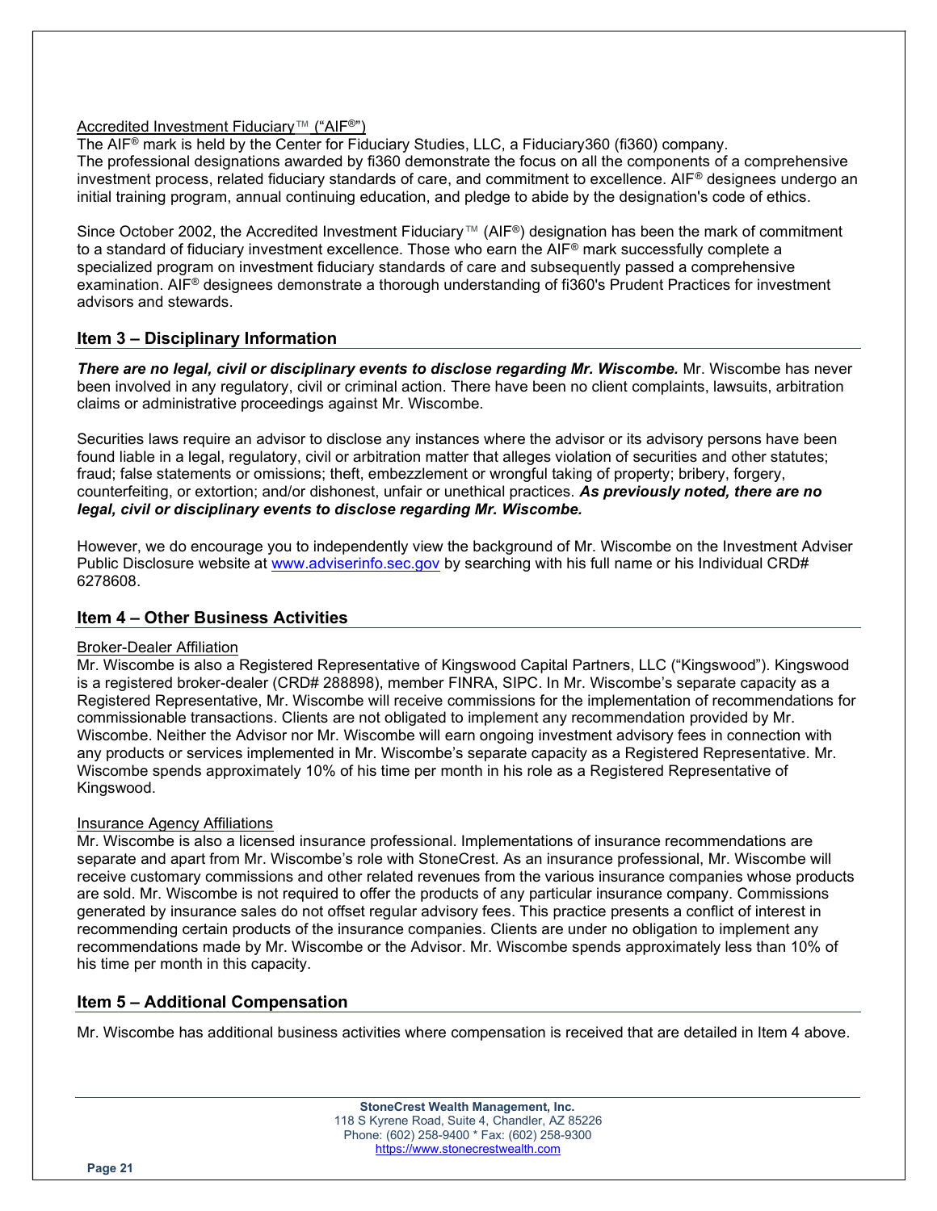Accredited Investment Fiduciary™ ("AIF®")

The AIF® mark is held by the Center for Fiduciary Studies, LLC, a Fiduciary360 (fi360) company. The professional designations awarded by fi360 demonstrate the focus on all the components of a comprehensive investment process, related fiduciary standards of care, and commitment to excellence. AIF® designees undergo an initial training program, annual continuing education, and pledge to abide by the designation's code of ethics.

Since October 2002, the Accredited Investment Fiduciary™ (AIF®) designation has been the mark of commitment to a standard of fiduciary investment excellence. Those who earn the AIF® mark successfully complete a specialized program on investment fiduciary standards of care and subsequently passed a comprehensive examination. AIF® designees demonstrate a thorough understanding of fi360's Prudent Practices for investment advisors and stewards.

## Item 3 – Disciplinary Information

***There are no legal, civil or disciplinary events to disclose regarding Mr. Wiscombe.*** Mr. Wiscombe has never been involved in any regulatory, civil or criminal action. There have been no client complaints, lawsuits, arbitration claims or administrative proceedings against Mr. Wiscombe.

Securities laws require an advisor to disclose any instances where the advisor or its advisory persons have been found liable in a legal, regulatory, civil or arbitration matter that alleges violation of securities and other statutes; fraud; false statements or omissions; theft, embezzlement or wrongful taking of property; bribery, forgery, counterfeiting, or extortion; and/or dishonest, unfair or unethical practices. ***As previously noted, there are no legal, civil or disciplinary events to disclose regarding Mr. Wiscombe.***

However, we do encourage you to independently view the background of Mr. Wiscombe on the Investment Adviser Public Disclosure website at www.adviserinfo.sec.gov by searching with his full name or his Individual CRD# 6278608.

## Item 4 – Other Business Activities

Broker-Dealer Affiliation

Mr. Wiscombe is also a Registered Representative of Kingswood Capital Partners, LLC ("Kingswood"). Kingswood is a registered broker-dealer (CRD# 288898), member FINRA, SIPC. In Mr. Wiscombe's separate capacity as a Registered Representative, Mr. Wiscombe will receive commissions for the implementation of recommendations for commissionable transactions. Clients are not obligated to implement any recommendation provided by Mr. Wiscombe. Neither the Advisor nor Mr. Wiscombe will earn ongoing investment advisory fees in connection with any products or services implemented in Mr. Wiscombe's separate capacity as a Registered Representative. Mr. Wiscombe spends approximately 10% of his time per month in his role as a Registered Representative of Kingswood.

Insurance Agency Affiliations

Mr. Wiscombe is also a licensed insurance professional. Implementations of insurance recommendations are separate and apart from Mr. Wiscombe's role with StoneCrest. As an insurance professional, Mr. Wiscombe will receive customary commissions and other related revenues from the various insurance companies whose products are sold. Mr. Wiscombe is not required to offer the products of any particular insurance company. Commissions generated by insurance sales do not offset regular advisory fees. This practice presents a conflict of interest in recommending certain products of the insurance companies. Clients are under no obligation to implement any recommendations made by Mr. Wiscombe or the Advisor. Mr. Wiscombe spends approximately less than 10% of his time per month in this capacity.

## Item 5 – Additional Compensation

Mr. Wiscombe has additional business activities where compensation is received that are detailed in Item 4 above.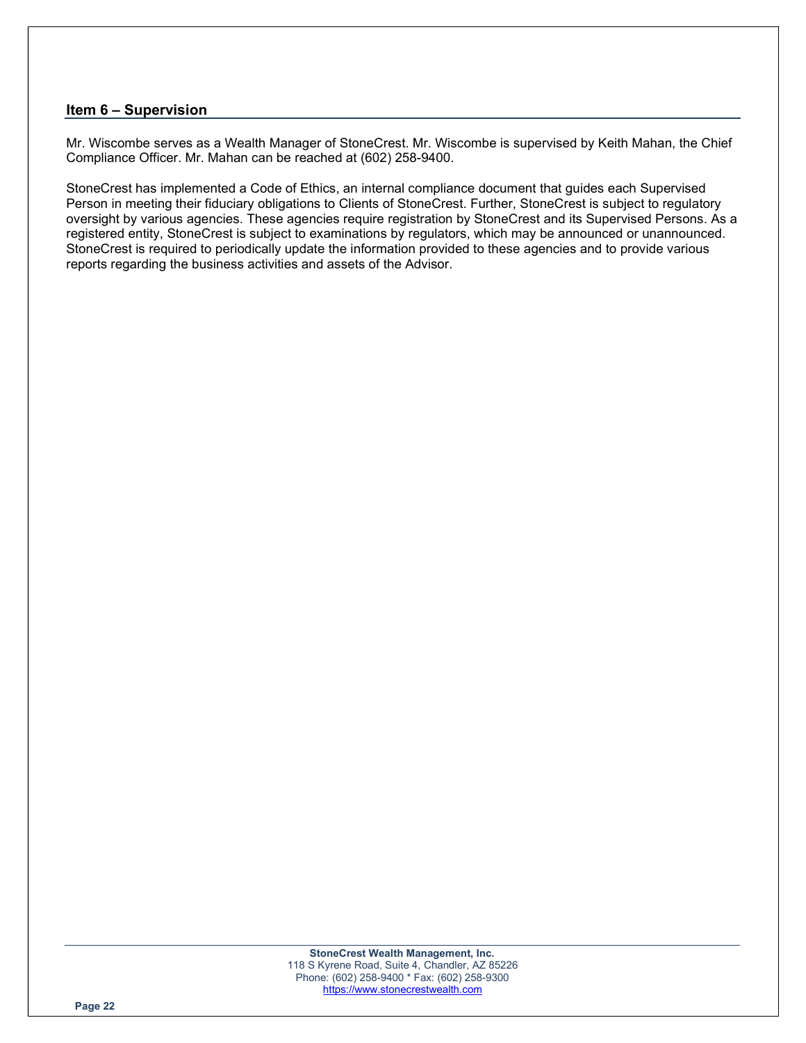## Item 6 – Supervision

Mr. Wiscombe serves as a Wealth Manager of StoneCrest. Mr. Wiscombe is supervised by Keith Mahan, the Chief Compliance Officer. Mr. Mahan can be reached at (602) 258-9400.

StoneCrest has implemented a Code of Ethics, an internal compliance document that guides each Supervised Person in meeting their fiduciary obligations to Clients of StoneCrest. Further, StoneCrest is subject to regulatory oversight by various agencies. These agencies require registration by StoneCrest and its Supervised Persons. As a registered entity, StoneCrest is subject to examinations by regulators, which may be announced or unannounced. StoneCrest is required to periodically update the information provided to these agencies and to provide various reports regarding the business activities and assets of the Advisor.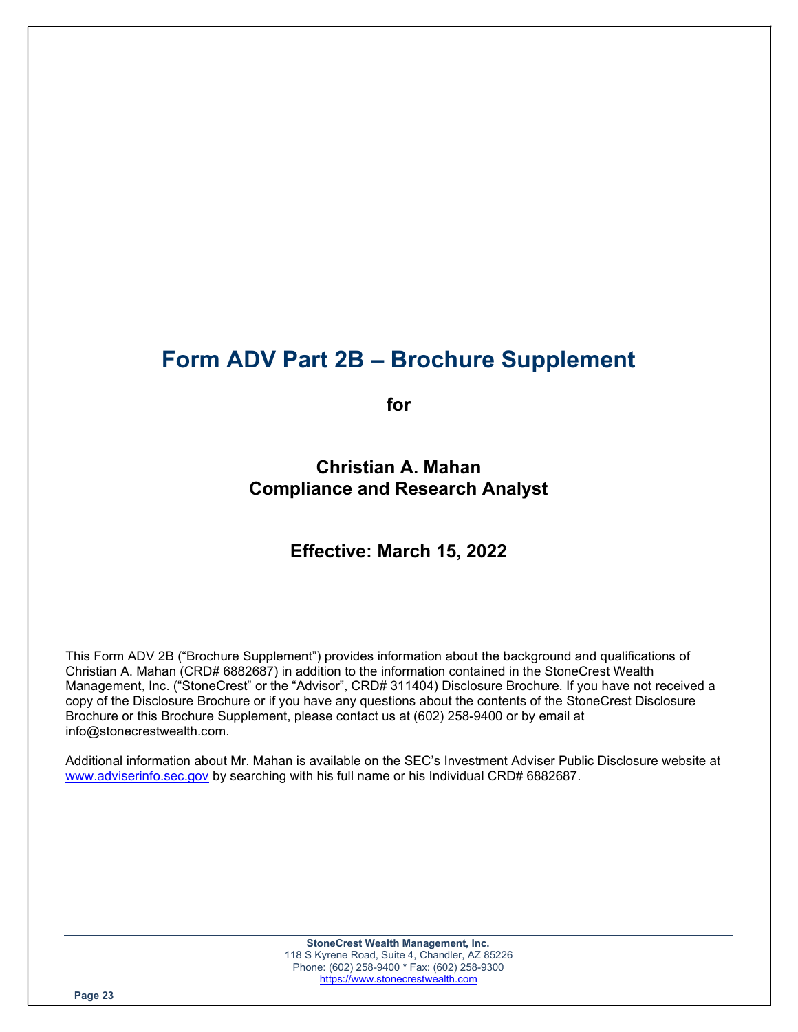# Form ADV Part 2B – Brochure Supplement

**for**

**Christian A. Mahan**
**Compliance and Research Analyst**

**Effective: March 15, 2022**

This Form ADV 2B ("Brochure Supplement") provides information about the background and qualifications of Christian A. Mahan (CRD# 6882687) in addition to the information contained in the StoneCrest Wealth Management, Inc. ("StoneCrest" or the "Advisor", CRD# 311404) Disclosure Brochure. If you have not received a copy of the Disclosure Brochure or if you have any questions about the contents of the StoneCrest Disclosure Brochure or this Brochure Supplement, please contact us at (602) 258-9400 or by email at info@stonecrestwealth.com.

Additional information about Mr. Mahan is available on the SEC's Investment Adviser Public Disclosure website at www.adviserinfo.sec.gov by searching with his full name or his Individual CRD# 6882687.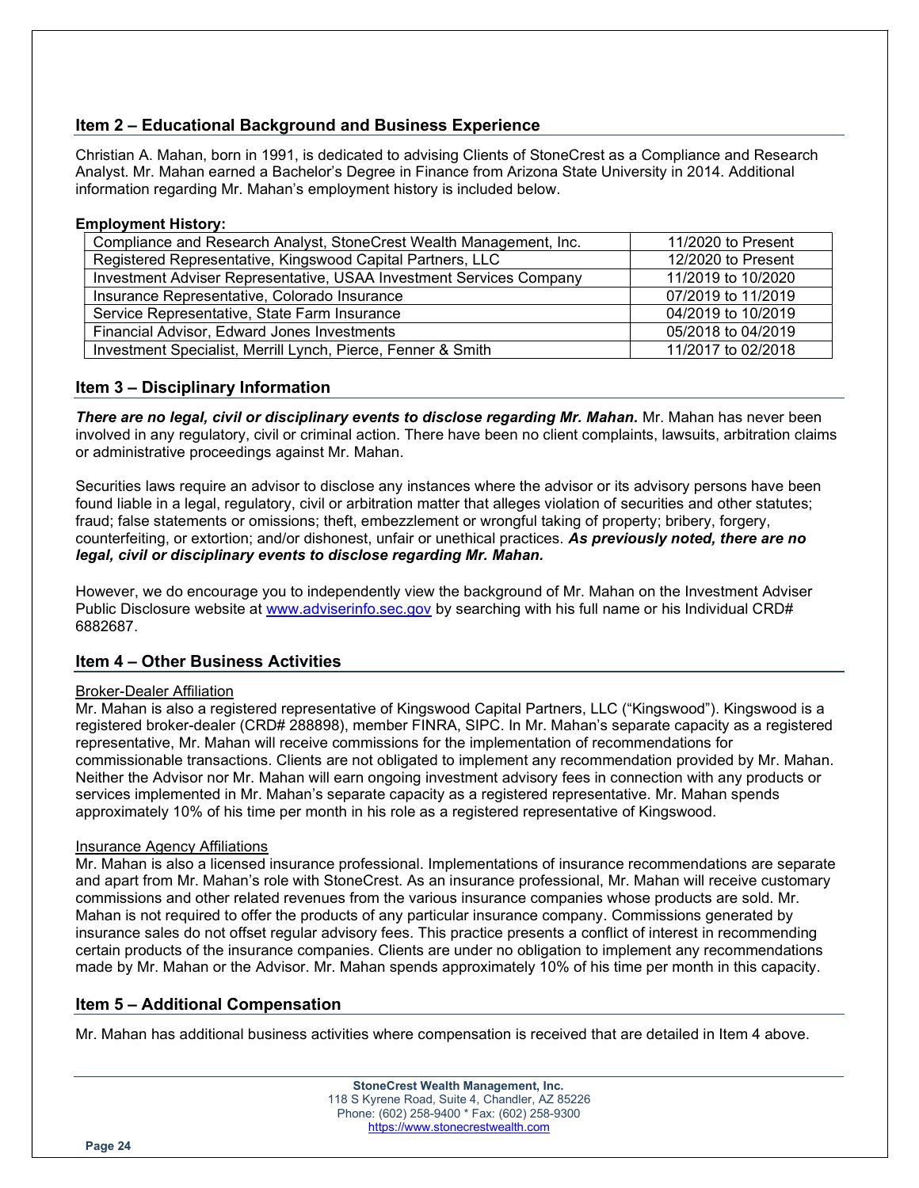## Item 2 – Educational Background and Business Experience

Christian A. Mahan, born in 1991, is dedicated to advising Clients of StoneCrest as a Compliance and Research Analyst. Mr. Mahan earned a Bachelor's Degree in Finance from Arizona State University in 2014. Additional information regarding Mr. Mahan's employment history is included below.

**Employment History:**

| | |
|---|---|
| Compliance and Research Analyst, StoneCrest Wealth Management, Inc. | 11/2020 to Present |
| Registered Representative, Kingswood Capital Partners, LLC | 12/2020 to Present |
| Investment Adviser Representative, USAA Investment Services Company | 11/2019 to 10/2020 |
| Insurance Representative, Colorado Insurance | 07/2019 to 11/2019 |
| Service Representative, State Farm Insurance | 04/2019 to 10/2019 |
| Financial Advisor, Edward Jones Investments | 05/2018 to 04/2019 |
| Investment Specialist, Merrill Lynch, Pierce, Fenner & Smith | 11/2017 to 02/2018 |

## Item 3 – Disciplinary Information

***There are no legal, civil or disciplinary events to disclose regarding Mr. Mahan.*** Mr. Mahan has never been involved in any regulatory, civil or criminal action. There have been no client complaints, lawsuits, arbitration claims or administrative proceedings against Mr. Mahan.

Securities laws require an advisor to disclose any instances where the advisor or its advisory persons have been found liable in a legal, regulatory, civil or arbitration matter that alleges violation of securities and other statutes; fraud; false statements or omissions; theft, embezzlement or wrongful taking of property; bribery, forgery, counterfeiting, or extortion; and/or dishonest, unfair or unethical practices. ***As previously noted, there are no legal, civil or disciplinary events to disclose regarding Mr. Mahan.***

However, we do encourage you to independently view the background of Mr. Mahan on the Investment Adviser Public Disclosure website at www.adviserinfo.sec.gov by searching with his full name or his Individual CRD# 6882687.

## Item 4 – Other Business Activities

Broker-Dealer Affiliation

Mr. Mahan is also a registered representative of Kingswood Capital Partners, LLC ("Kingswood"). Kingswood is a registered broker-dealer (CRD# 288898), member FINRA, SIPC. In Mr. Mahan's separate capacity as a registered representative, Mr. Mahan will receive commissions for the implementation of recommendations for commissionable transactions. Clients are not obligated to implement any recommendation provided by Mr. Mahan. Neither the Advisor nor Mr. Mahan will earn ongoing investment advisory fees in connection with any products or services implemented in Mr. Mahan's separate capacity as a registered representative. Mr. Mahan spends approximately 10% of his time per month in his role as a registered representative of Kingswood.

Insurance Agency Affiliations

Mr. Mahan is also a licensed insurance professional. Implementations of insurance recommendations are separate and apart from Mr. Mahan's role with StoneCrest. As an insurance professional, Mr. Mahan will receive customary commissions and other related revenues from the various insurance companies whose products are sold. Mr. Mahan is not required to offer the products of any particular insurance company. Commissions generated by insurance sales do not offset regular advisory fees. This practice presents a conflict of interest in recommending certain products of the insurance companies. Clients are under no obligation to implement any recommendations made by Mr. Mahan or the Advisor. Mr. Mahan spends approximately 10% of his time per month in this capacity.

## Item 5 – Additional Compensation

Mr. Mahan has additional business activities where compensation is received that are detailed in Item 4 above.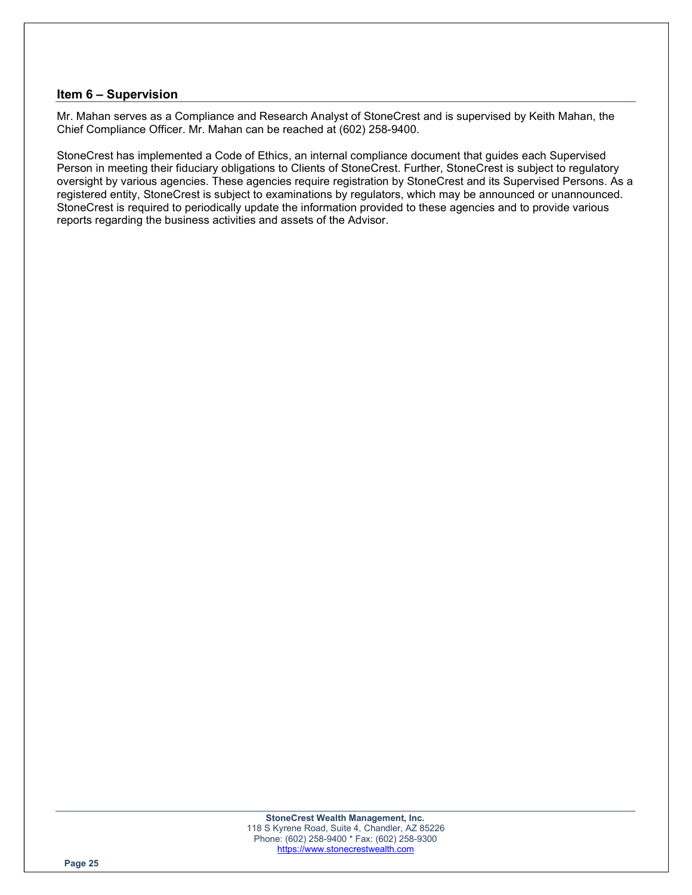## Item 6 – Supervision

Mr. Mahan serves as a Compliance and Research Analyst of StoneCrest and is supervised by Keith Mahan, the Chief Compliance Officer. Mr. Mahan can be reached at (602) 258-9400.

StoneCrest has implemented a Code of Ethics, an internal compliance document that guides each Supervised Person in meeting their fiduciary obligations to Clients of StoneCrest. Further, StoneCrest is subject to regulatory oversight by various agencies. These agencies require registration by StoneCrest and its Supervised Persons. As a registered entity, StoneCrest is subject to examinations by regulators, which may be announced or unannounced. StoneCrest is required to periodically update the information provided to these agencies and to provide various reports regarding the business activities and assets of the Advisor.